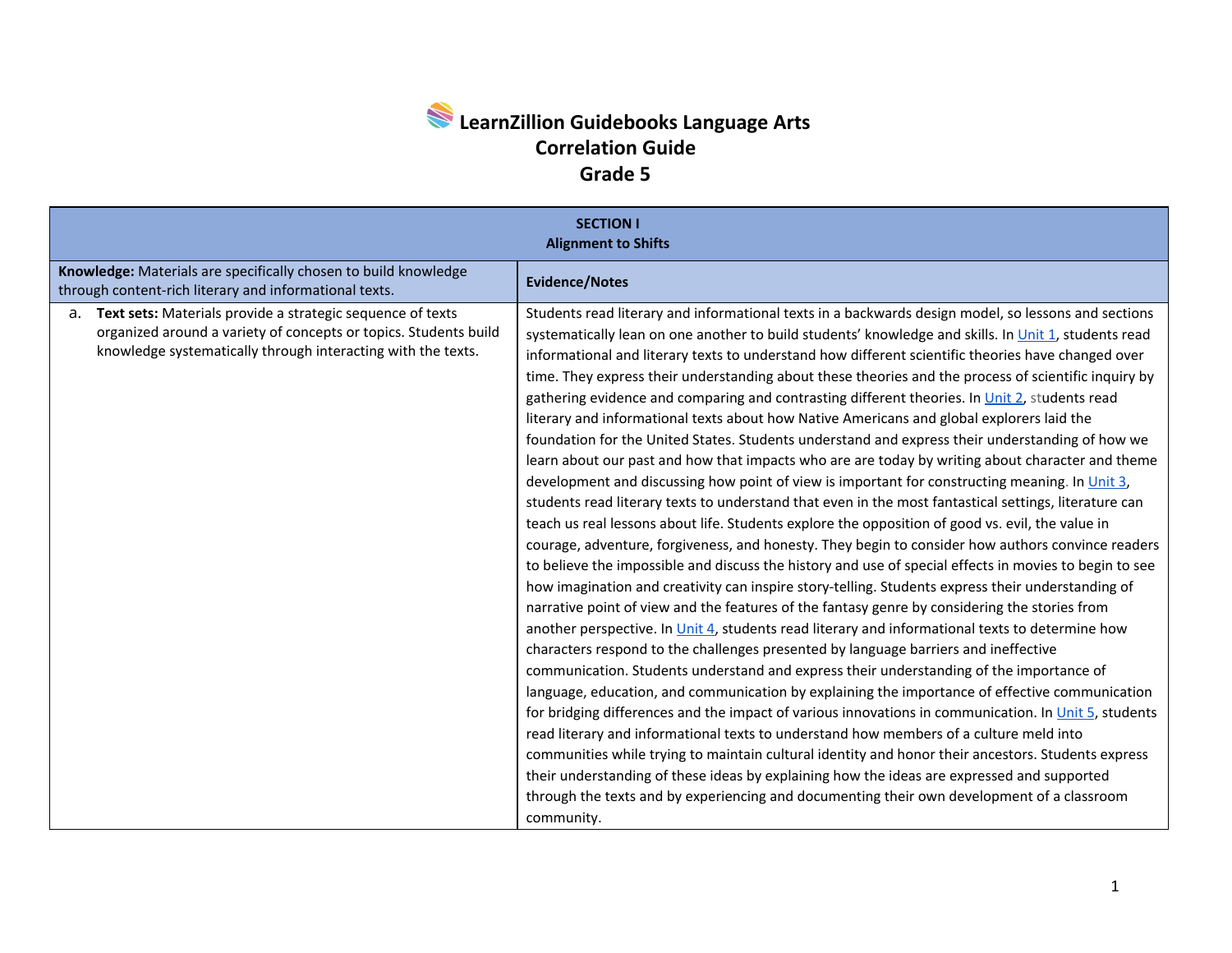# LearnZillion Guidebooks Language Arts
# Correlation Guide
# Grade 5

| SECTION I<br>Alignment to Shifts | |
|---|---|
| **Knowledge:** Materials are specifically chosen to build knowledge through content-rich literary and informational texts. | **Evidence/Notes** |
| a. **Text sets:** Materials provide a strategic sequence of texts organized around a variety of concepts or topics. Students build knowledge systematically through interacting with the texts. | Students read literary and informational texts in a backwards design model, so lessons and sections systematically lean on one another to build students' knowledge and skills. In Unit 1, students read informational and literary texts to understand how different scientific theories have changed over time. They express their understanding about these theories and the process of scientific inquiry by gathering evidence and comparing and contrasting different theories. In Unit 2, students read literary and informational texts about how Native Americans and global explorers laid the foundation for the United States. Students understand and express their understanding of how we learn about our past and how that impacts who are are today by writing about character and theme development and discussing how point of view is important for constructing meaning. In Unit 3, students read literary texts to understand that even in the most fantastical settings, literature can teach us real lessons about life. Students explore the opposition of good vs. evil, the value in courage, adventure, forgiveness, and honesty. They begin to consider how authors convince readers to believe the impossible and discuss the history and use of special effects in movies to begin to see how imagination and creativity can inspire story-telling. Students express their understanding of narrative point of view and the features of the fantasy genre by considering the stories from another perspective. In Unit 4, students read literary and informational texts to determine how characters respond to the challenges presented by language barriers and ineffective communication. Students understand and express their understanding of the importance of language, education, and communication by explaining the importance of effective communication for bridging differences and the impact of various innovations in communication. In Unit 5, students read literary and informational texts to understand how members of a culture meld into communities while trying to maintain cultural identity and honor their ancestors. Students express their understanding of these ideas by explaining how the ideas are expressed and supported through the texts and by experiencing and documenting their own development of a classroom community. |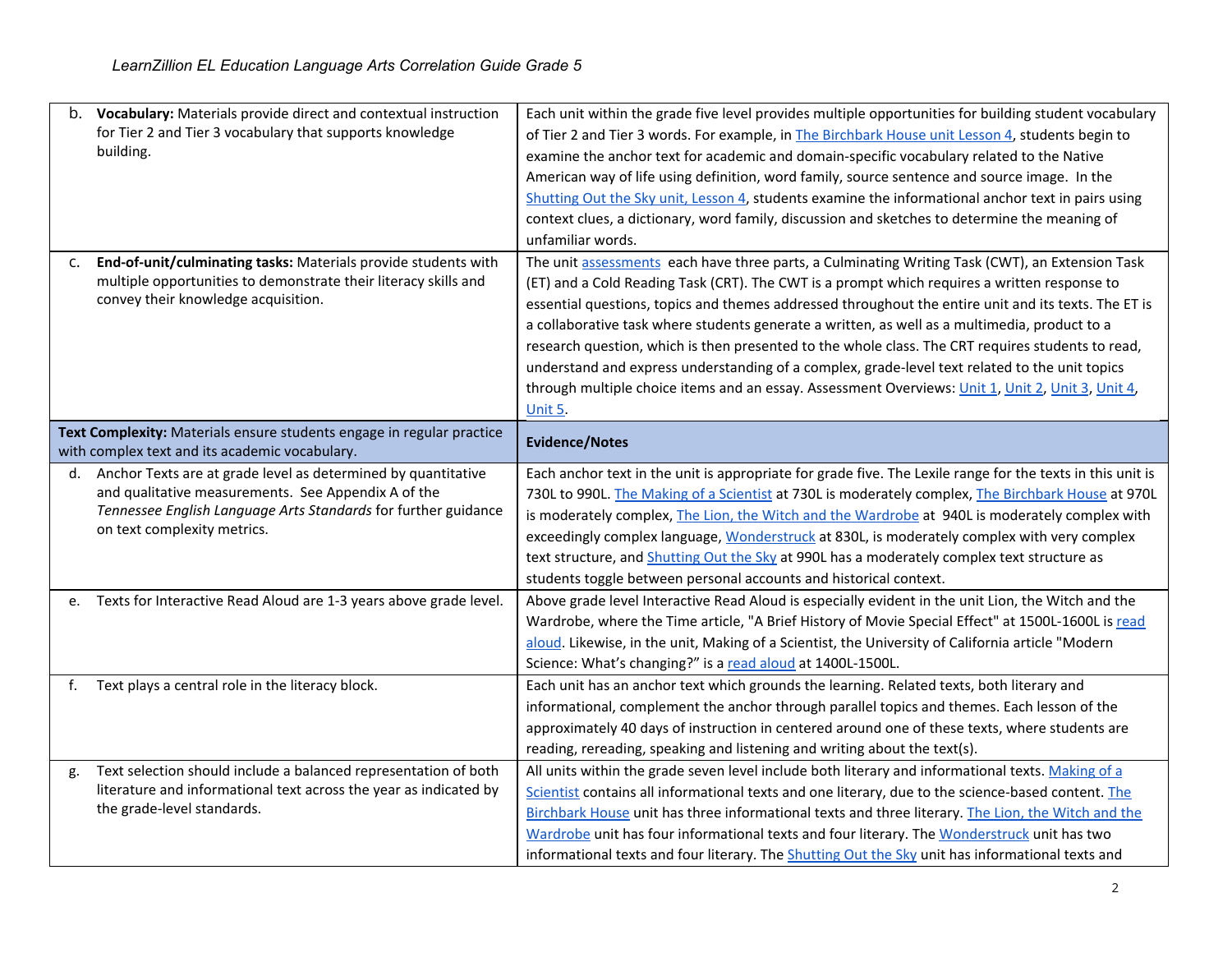| | |
|---|---|
| b. **Vocabulary:** Materials provide direct and contextual instruction for Tier 2 and Tier 3 vocabulary that supports knowledge building. | Each unit within the grade five level provides multiple opportunities for building student vocabulary of Tier 2 and Tier 3 words. For example, in The Birchbark House unit Lesson 4, students begin to examine the anchor text for academic and domain-specific vocabulary related to the Native American way of life using definition, word family, source sentence and source image. In the Shutting Out the Sky unit, Lesson 4, students examine the informational anchor text in pairs using context clues, a dictionary, word family, discussion and sketches to determine the meaning of unfamiliar words. |
| c. **End-of-unit/culminating tasks:** Materials provide students with multiple opportunities to demonstrate their literacy skills and convey their knowledge acquisition. | The unit assessments each have three parts, a Culminating Writing Task (CWT), an Extension Task (ET) and a Cold Reading Task (CRT). The CWT is a prompt which requires a written response to essential questions, topics and themes addressed throughout the entire unit and its texts. The ET is a collaborative task where students generate a written, as well as a multimedia, product to a research question, which is then presented to the whole class. The CRT requires students to read, understand and express understanding of a complex, grade-level text related to the unit topics through multiple choice items and an essay. Assessment Overviews: Unit 1, Unit 2, Unit 3, Unit 4, Unit 5. |
| **Text Complexity:** Materials ensure students engage in regular practice with complex text and its academic vocabulary. | **Evidence/Notes** |
| d. Anchor Texts are at grade level as determined by quantitative and qualitative measurements. See Appendix A of the *Tennessee English Language Arts Standards* for further guidance on text complexity metrics. | Each anchor text in the unit is appropriate for grade five. The Lexile range for the texts in this unit is 730L to 990L. The Making of a Scientist at 730L is moderately complex, The Birchbark House at 970L is moderately complex, The Lion, the Witch and the Wardrobe at 940L is moderately complex with exceedingly complex language, Wonderstruck at 830L, is moderately complex with very complex text structure, and Shutting Out the Sky at 990L has a moderately complex text structure as students toggle between personal accounts and historical context. |
| e. Texts for Interactive Read Aloud are 1-3 years above grade level. | Above grade level Interactive Read Aloud is especially evident in the unit Lion, the Witch and the Wardrobe, where the Time article, "A Brief History of Movie Special Effect" at 1500L-1600L is read aloud. Likewise, in the unit, Making of a Scientist, the University of California article "Modern Science: What's changing?" is a read aloud at 1400L-1500L. |
| f. Text plays a central role in the literacy block. | Each unit has an anchor text which grounds the learning. Related texts, both literary and informational, complement the anchor through parallel topics and themes. Each lesson of the approximately 40 days of instruction in centered around one of these texts, where students are reading, rereading, speaking and listening and writing about the text(s). |
| g. Text selection should include a balanced representation of both literature and informational text across the year as indicated by the grade-level standards. | All units within the grade seven level include both literary and informational texts. Making of a Scientist contains all informational texts and one literary, due to the science-based content. The Birchbark House unit has three informational texts and three literary. The Lion, the Witch and the Wardrobe unit has four informational texts and four literary. The Wonderstruck unit has two informational texts and four literary. The Shutting Out the Sky unit has informational texts and |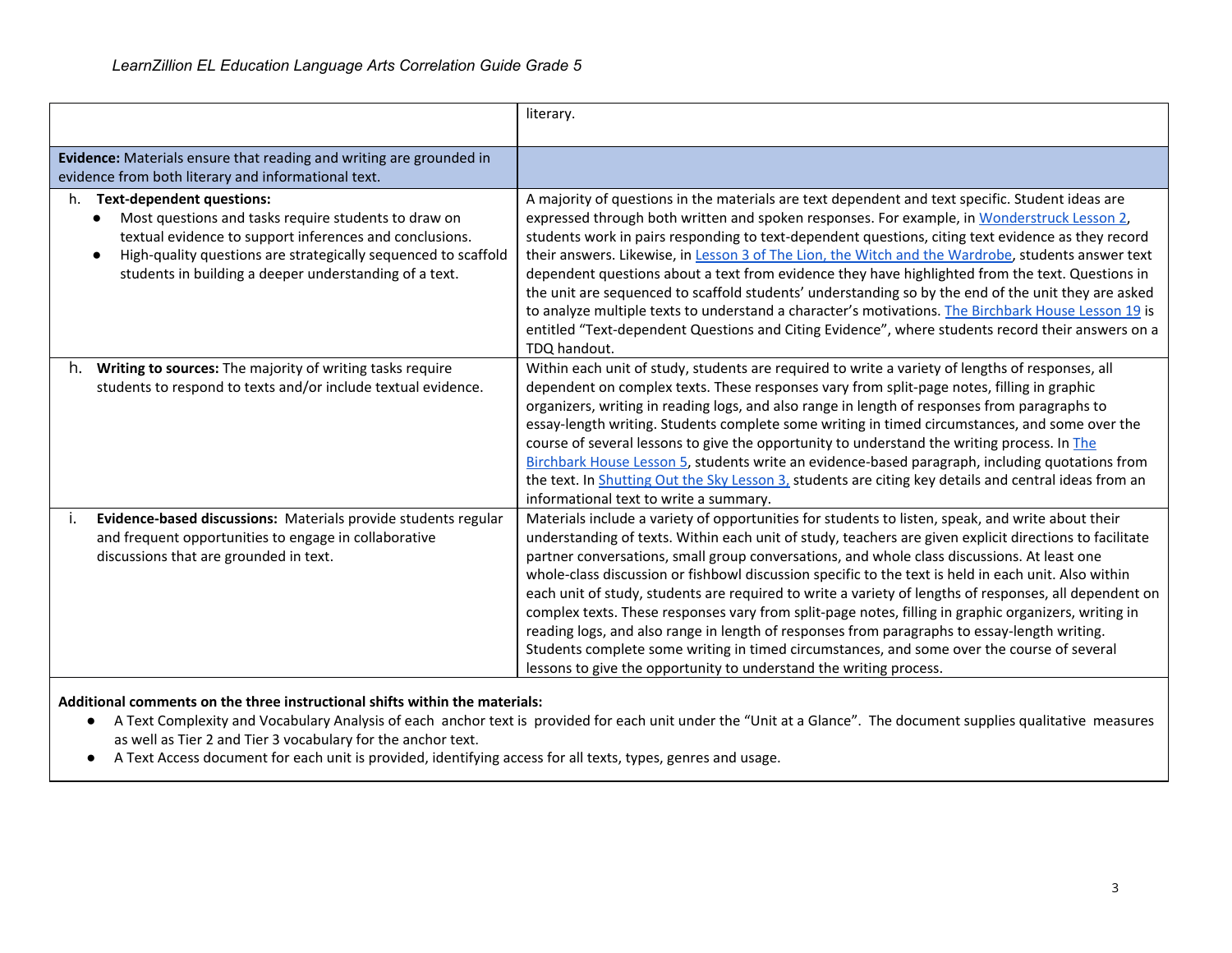| | |
|---|---|
| | literary. |
| **Evidence:** Materials ensure that reading and writing are grounded in evidence from both literary and informational text. | |
| h. **Text-dependent questions:** <br>● Most questions and tasks require students to draw on textual evidence to support inferences and conclusions. <br>● High-quality questions are strategically sequenced to scaffold students in building a deeper understanding of a text. | A majority of questions in the materials are text dependent and text specific. Student ideas are expressed through both written and spoken responses. For example, in Wonderstruck Lesson 2, students work in pairs responding to text-dependent questions, citing text evidence as they record their answers. Likewise, in Lesson 3 of The Lion, the Witch and the Wardrobe, students answer text dependent questions about a text from evidence they have highlighted from the text. Questions in the unit are sequenced to scaffold students' understanding so by the end of the unit they are asked to analyze multiple texts to understand a character's motivations. The Birchbark House Lesson 19 is entitled "Text-dependent Questions and Citing Evidence", where students record their answers on a TDQ handout. |
| h. **Writing to sources:** The majority of writing tasks require students to respond to texts and/or include textual evidence. | Within each unit of study, students are required to write a variety of lengths of responses, all dependent on complex texts. These responses vary from split-page notes, filling in graphic organizers, writing in reading logs, and also range in length of responses from paragraphs to essay-length writing. Students complete some writing in timed circumstances, and some over the course of several lessons to give the opportunity to understand the writing process. In The Birchbark House Lesson 5, students write an evidence-based paragraph, including quotations from the text. In Shutting Out the Sky Lesson 3, students are citing key details and central ideas from an informational text to write a summary. |
| i. **Evidence-based discussions:** Materials provide students regular and frequent opportunities to engage in collaborative discussions that are grounded in text. | Materials include a variety of opportunities for students to listen, speak, and write about their understanding of texts. Within each unit of study, teachers are given explicit directions to facilitate partner conversations, small group conversations, and whole class discussions. At least one whole-class discussion or fishbowl discussion specific to the text is held in each unit. Also within each unit of study, students are required to write a variety of lengths of responses, all dependent on complex texts. These responses vary from split-page notes, filling in graphic organizers, writing in reading logs, and also range in length of responses from paragraphs to essay-length writing. Students complete some writing in timed circumstances, and some over the course of several lessons to give the opportunity to understand the writing process. |

**Additional comments on the three instructional shifts within the materials:**

- A Text Complexity and Vocabulary Analysis of each anchor text is provided for each unit under the "Unit at a Glance". The document supplies qualitative measures as well as Tier 2 and Tier 3 vocabulary for the anchor text.
- A Text Access document for each unit is provided, identifying access for all texts, types, genres and usage.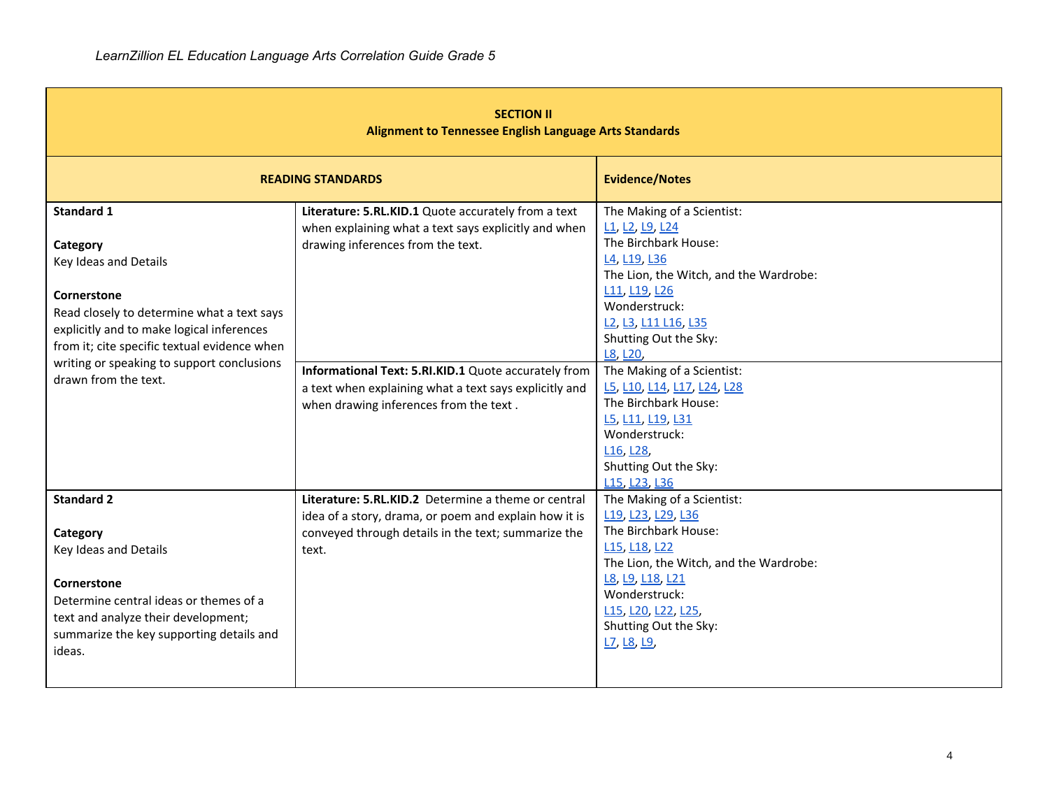| SECTION II<br>Alignment to Tennessee English Language Arts Standards | | |
|---|---|---|
| **READING STANDARDS** | | **Evidence/Notes** |
| **Standard 1**<br><br>**Category**<br>Key Ideas and Details<br><br>**Cornerstone**<br>Read closely to determine what a text says explicitly and to make logical inferences from it; cite specific textual evidence when writing or speaking to support conclusions drawn from the text. | **Literature: 5.RL.KID.1** Quote accurately from a text when explaining what a text says explicitly and when drawing inferences from the text. | The Making of a Scientist:<br>L1, L2, L9, L24<br>The Birchbark House:<br>L4, L19, L36<br>The Lion, the Witch, and the Wardrobe:<br>L11, L19, L26<br>Wonderstruck:<br>L2, L3, L11 L16, L35<br>Shutting Out the Sky:<br>L8, L20, |
| | **Informational Text: 5.RI.KID.1** Quote accurately from a text when explaining what a text says explicitly and when drawing inferences from the text . | The Making of a Scientist:<br>L5, L10, L14, L17, L24, L28<br>The Birchbark House:<br>L5, L11, L19, L31<br>Wonderstruck:<br>L16, L28,<br>Shutting Out the Sky:<br>L15, L23, L36 |
| **Standard 2**<br><br>**Category**<br>Key Ideas and Details<br><br>**Cornerstone**<br>Determine central ideas or themes of a text and analyze their development; summarize the key supporting details and ideas. | **Literature: 5.RL.KID.2** Determine a theme or central idea of a story, drama, or poem and explain how it is conveyed through details in the text; summarize the text. | The Making of a Scientist:<br>L19, L23, L29, L36<br>The Birchbark House:<br>L15, L18, L22<br>The Lion, the Witch, and the Wardrobe:<br>L8, L9, L18, L21<br>Wonderstruck:<br>L15, L20, L22, L25,<br>Shutting Out the Sky:<br>L7, L8, L9, |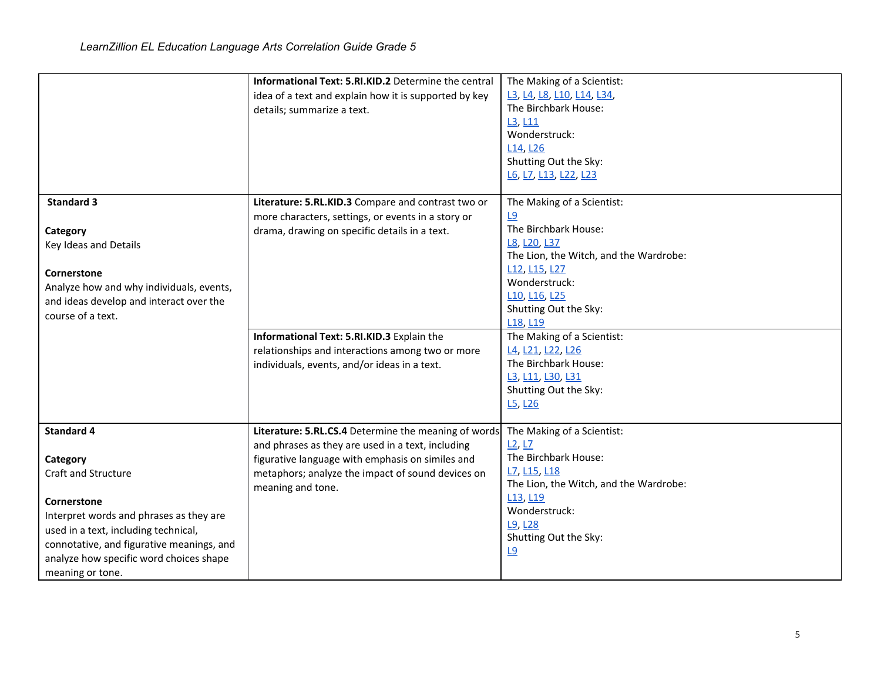| | | |
|---|---|---|
| | **Informational Text: 5.RI.KID.2** Determine the central idea of a text and explain how it is supported by key details; summarize a text. | The Making of a Scientist:<br>L3, L4, L8, L10, L14, L34,<br>The Birchbark House:<br>L3, L11<br>Wonderstruck:<br>L14, L26<br>Shutting Out the Sky:<br>L6, L7, L13, L22, L23 |
| **Standard 3**<br><br>**Category**<br>Key Ideas and Details<br><br>**Cornerstone**<br>Analyze how and why individuals, events, and ideas develop and interact over the course of a text. | **Literature: 5.RL.KID.3** Compare and contrast two or more characters, settings, or events in a story or drama, drawing on specific details in a text. | The Making of a Scientist:<br>L9<br>The Birchbark House:<br>L8, L20, L37<br>The Lion, the Witch, and the Wardrobe:<br>L12, L15, L27<br>Wonderstruck:<br>L10, L16, L25<br>Shutting Out the Sky:<br>L18, L19 |
| | **Informational Text: 5.RI.KID.3** Explain the relationships and interactions among two or more individuals, events, and/or ideas in a text. | The Making of a Scientist:<br>L4, L21, L22, L26<br>The Birchbark House:<br>L3, L11, L30, L31<br>Shutting Out the Sky:<br>L5, L26 |
| **Standard 4**<br><br>**Category**<br>Craft and Structure<br><br>**Cornerstone**<br>Interpret words and phrases as they are used in a text, including technical, connotative, and figurative meanings, and analyze how specific word choices shape meaning or tone. | **Literature: 5.RL.CS.4** Determine the meaning of words and phrases as they are used in a text, including figurative language with emphasis on similes and metaphors; analyze the impact of sound devices on meaning and tone. | The Making of a Scientist:<br>L2, L7<br>The Birchbark House:<br>L7, L15, L18<br>The Lion, the Witch, and the Wardrobe:<br>L13, L19<br>Wonderstruck:<br>L9, L28<br>Shutting Out the Sky:<br>L9 |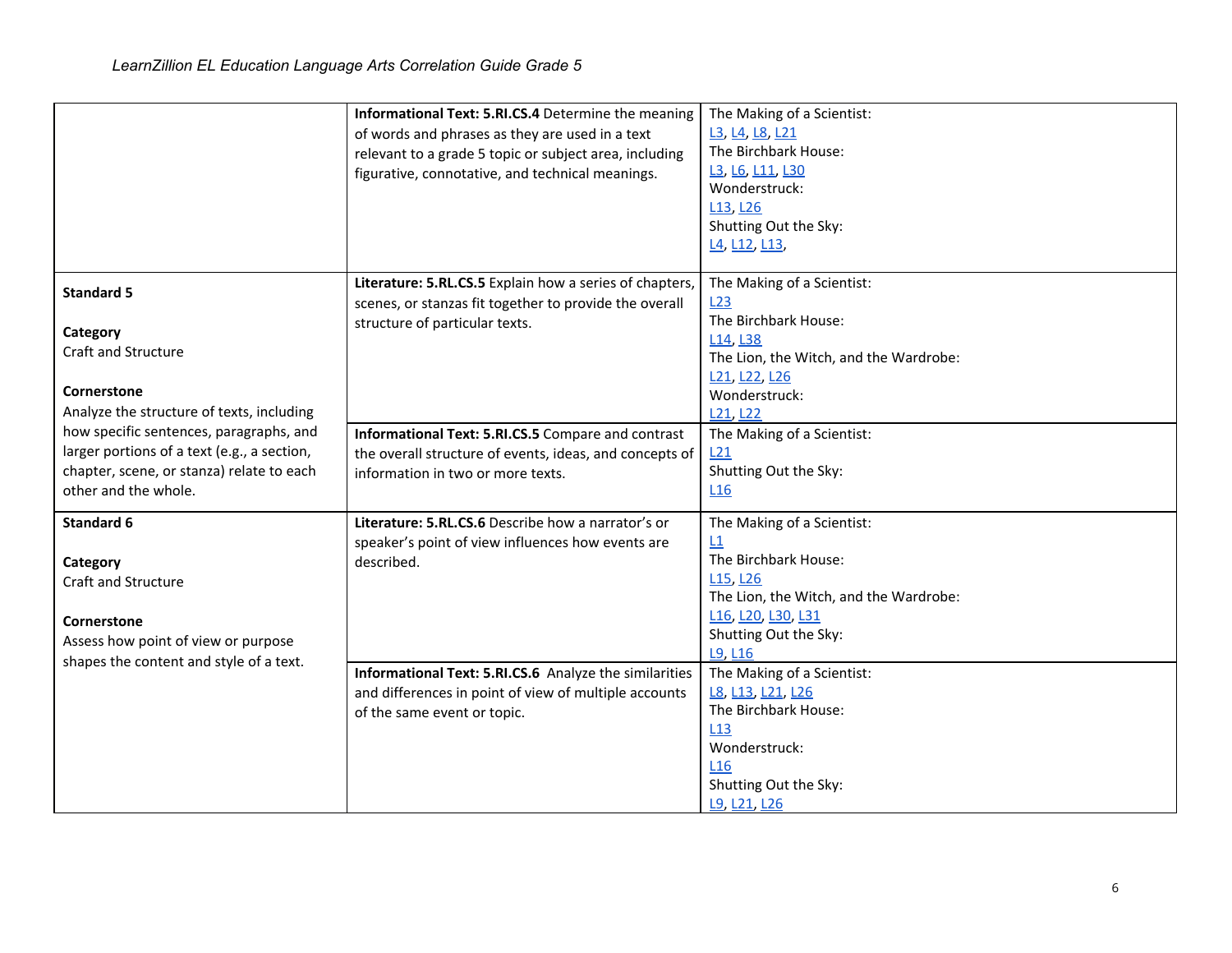| | | |
|---|---|---|
| | **Informational Text: 5.RI.CS.4** Determine the meaning of words and phrases as they are used in a text relevant to a grade 5 topic or subject area, including figurative, connotative, and technical meanings. | The Making of a Scientist: L3, L4, L8, L21<br>The Birchbark House: L3, L6, L11, L30<br>Wonderstruck: L13, L26<br>Shutting Out the Sky: L4, L12, L13, |
| **Standard 5**<br><br>**Category**<br>Craft and Structure<br><br>**Cornerstone**<br>Analyze the structure of texts, including how specific sentences, paragraphs, and larger portions of a text (e.g., a section, chapter, scene, or stanza) relate to each other and the whole. | **Literature: 5.RL.CS.5** Explain how a series of chapters, scenes, or stanzas fit together to provide the overall structure of particular texts. | The Making of a Scientist: L23<br>The Birchbark House: L14, L38<br>The Lion, the Witch, and the Wardrobe: L21, L22, L26<br>Wonderstruck: L21, L22 |
| | **Informational Text: 5.RI.CS.5** Compare and contrast the overall structure of events, ideas, and concepts of information in two or more texts. | The Making of a Scientist: L21<br>Shutting Out the Sky: L16 |
| **Standard 6**<br><br>**Category**<br>Craft and Structure<br><br>**Cornerstone**<br>Assess how point of view or purpose shapes the content and style of a text. | **Literature: 5.RL.CS.6** Describe how a narrator's or speaker's point of view influences how events are described. | The Making of a Scientist: L1<br>The Birchbark House: L15, L26<br>The Lion, the Witch, and the Wardrobe: L16, L20, L30, L31<br>Shutting Out the Sky: L9, L16 |
| | **Informational Text: 5.RI.CS.6** Analyze the similarities and differences in point of view of multiple accounts of the same event or topic. | The Making of a Scientist: L8, L13, L21, L26<br>The Birchbark House: L13<br>Wonderstruck: L16<br>Shutting Out the Sky: L9, L21, L26 |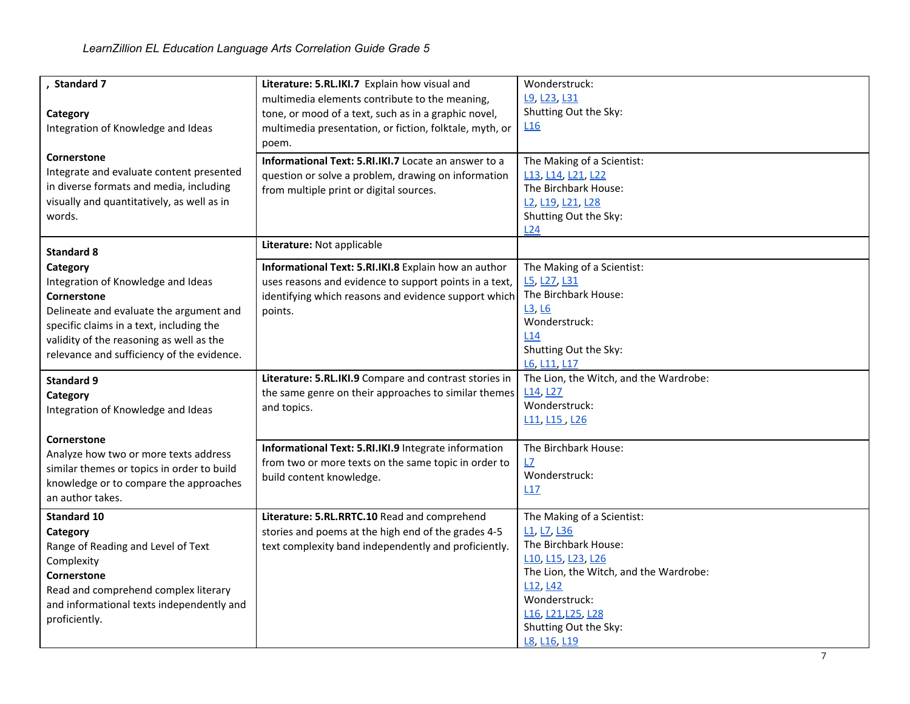| , Standard 7<br><br>**Category**<br>Integration of Knowledge and Ideas<br><br>**Cornerstone**<br>Integrate and evaluate content presented in diverse formats and media, including visually and quantitatively, as well as in words. | **Literature: 5.RL.IKI.7** Explain how visual and multimedia elements contribute to the meaning, tone, or mood of a text, such as in a graphic novel, multimedia presentation, or fiction, folktale, myth, or poem. | Wonderstruck:<br>L9, L23, L31<br>Shutting Out the Sky:<br>L16 |
|---|---|---|
| | **Informational Text: 5.RI.IKI.7** Locate an answer to a question or solve a problem, drawing on information from multiple print or digital sources. | The Making of a Scientist:<br>L13, L14, L21, L22<br>The Birchbark House:<br>L2, L19, L21, L28<br>Shutting Out the Sky:<br>L24 |
| **Standard 8**<br>**Category**<br>Integration of Knowledge and Ideas<br>**Cornerstone**<br>Delineate and evaluate the argument and specific claims in a text, including the validity of the reasoning as well as the relevance and sufficiency of the evidence. | **Literature:** Not applicable | |
| | **Informational Text: 5.RI.IKI.8** Explain how an author uses reasons and evidence to support points in a text, identifying which reasons and evidence support which points. | The Making of a Scientist:<br>L5, L27, L31<br>The Birchbark House:<br>L3, L6<br>Wonderstruck:<br>L14<br>Shutting Out the Sky:<br>L6, L11, L17 |
| **Standard 9**<br>**Category**<br>Integration of Knowledge and Ideas<br><br>**Cornerstone**<br>Analyze how two or more texts address similar themes or topics in order to build knowledge or to compare the approaches an author takes. | **Literature: 5.RL.IKI.9** Compare and contrast stories in the same genre on their approaches to similar themes and topics. | The Lion, the Witch, and the Wardrobe:<br>L14, L27<br>Wonderstruck:<br>L11, L15 , L26 |
| | **Informational Text: 5.RI.IKI.9** Integrate information from two or more texts on the same topic in order to build content knowledge. | The Birchbark House:<br>L7<br>Wonderstruck:<br>L17 |
| **Standard 10**<br>**Category**<br>Range of Reading and Level of Text Complexity<br>**Cornerstone**<br>Read and comprehend complex literary and informational texts independently and proficiently. | **Literature: 5.RL.RRTC.10** Read and comprehend stories and poems at the high end of the grades 4-5 text complexity band independently and proficiently. | The Making of a Scientist:<br>L1, L7, L36<br>The Birchbark House:<br>L10, L15, L23, L26<br>The Lion, the Witch, and the Wardrobe:<br>L12, L42<br>Wonderstruck:<br>L16, L21,L25, L28<br>Shutting Out the Sky:<br>L8, L16, L19 |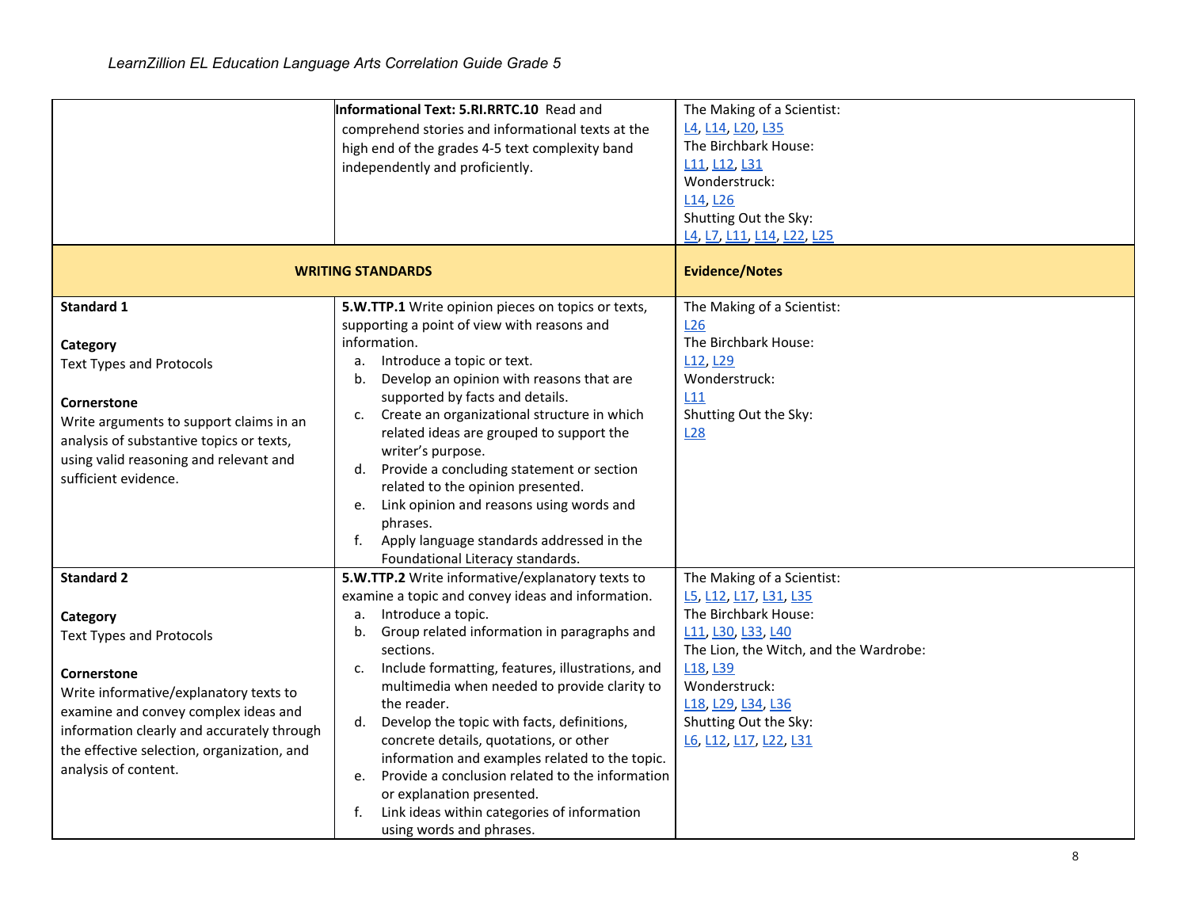| | | |
|---|---|---|
| | **Informational Text: 5.RI.RRTC.10** Read and comprehend stories and informational texts at the high end of the grades 4-5 text complexity band independently and proficiently. | The Making of a Scientist:<br>L4, L14, L20, L35<br>The Birchbark House:<br>L11, L12, L31<br>Wonderstruck:<br>L14, L26<br>Shutting Out the Sky:<br>L4, L7, L11, L14, L22, L25 |
| **WRITING STANDARDS** | | **Evidence/Notes** |
| **Standard 1**<br><br>**Category**<br>Text Types and Protocols<br><br>**Cornerstone**<br>Write arguments to support claims in an analysis of substantive topics or texts, using valid reasoning and relevant and sufficient evidence. | **5.W.TTP.1** Write opinion pieces on topics or texts, supporting a point of view with reasons and information.<br>a. Introduce a topic or text.<br>b. Develop an opinion with reasons that are supported by facts and details.<br>c. Create an organizational structure in which related ideas are grouped to support the writer's purpose.<br>d. Provide a concluding statement or section related to the opinion presented.<br>e. Link opinion and reasons using words and phrases.<br>f. Apply language standards addressed in the Foundational Literacy standards. | The Making of a Scientist:<br>L26<br>The Birchbark House:<br>L12, L29<br>Wonderstruck:<br>L11<br>Shutting Out the Sky:<br>L28 |
| **Standard 2**<br><br>**Category**<br>Text Types and Protocols<br><br>**Cornerstone**<br>Write informative/explanatory texts to examine and convey complex ideas and information clearly and accurately through the effective selection, organization, and analysis of content. | **5.W.TTP.2** Write informative/explanatory texts to examine a topic and convey ideas and information.<br>a. Introduce a topic.<br>b. Group related information in paragraphs and sections.<br>c. Include formatting, features, illustrations, and multimedia when needed to provide clarity to the reader.<br>d. Develop the topic with facts, definitions, concrete details, quotations, or other information and examples related to the topic.<br>e. Provide a conclusion related to the information or explanation presented.<br>f. Link ideas within categories of information using words and phrases. | The Making of a Scientist:<br>L5, L12, L17, L31, L35<br>The Birchbark House:<br>L11, L30, L33, L40<br>The Lion, the Witch, and the Wardrobe:<br>L18, L39<br>Wonderstruck:<br>L18, L29, L34, L36<br>Shutting Out the Sky:<br>L6, L12, L17, L22, L31 |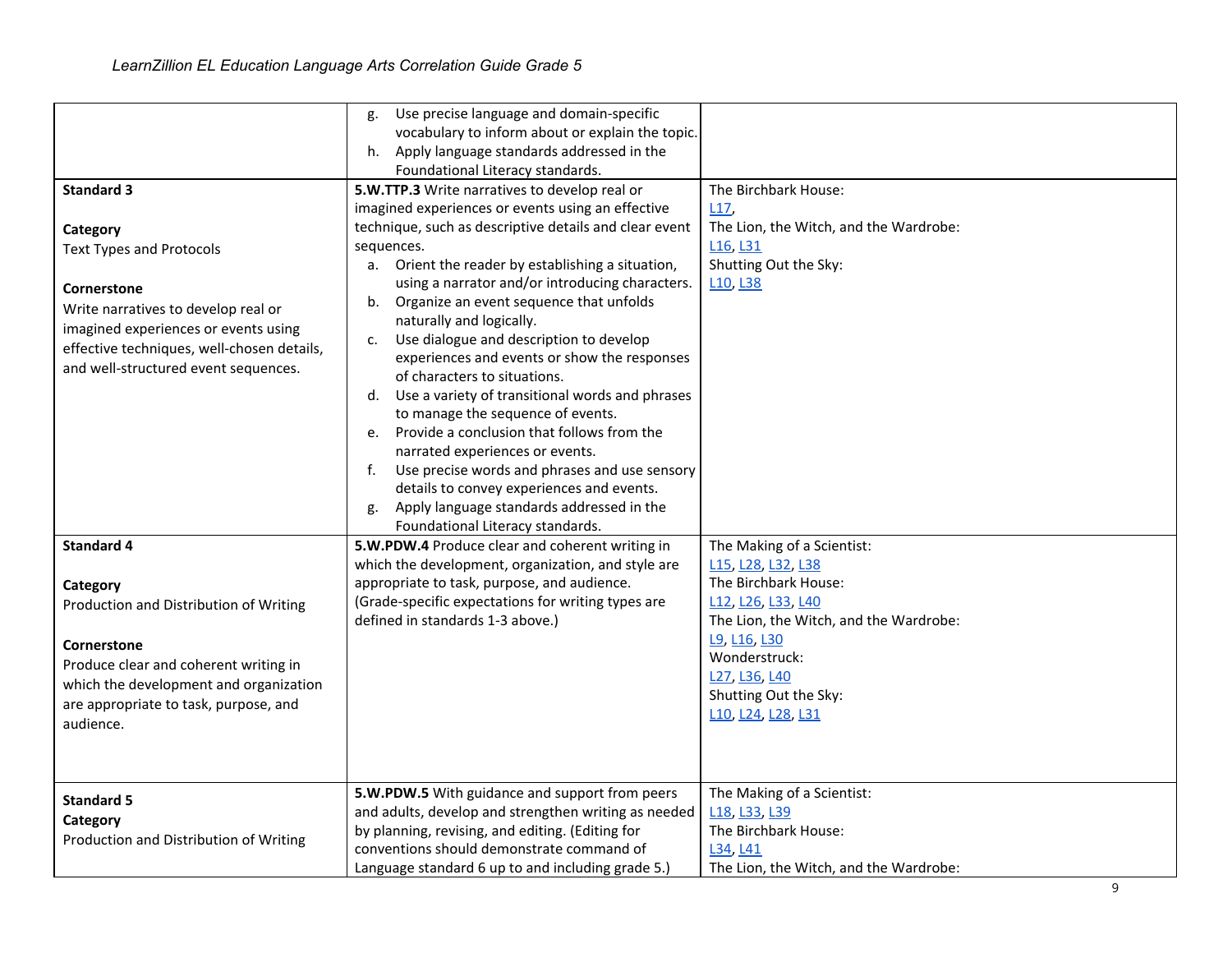| | | |
|---|---|---|
| | g. Use precise language and domain-specific vocabulary to inform about or explain the topic.<br>h. Apply language standards addressed in the Foundational Literacy standards. | |
| **Standard 3**<br><br>**Category**<br>Text Types and Protocols<br><br>**Cornerstone**<br>Write narratives to develop real or imagined experiences or events using effective techniques, well-chosen details, and well-structured event sequences. | **5.W.TTP.3** Write narratives to develop real or imagined experiences or events using an effective technique, such as descriptive details and clear event sequences.<br>a. Orient the reader by establishing a situation, using a narrator and/or introducing characters.<br>b. Organize an event sequence that unfolds naturally and logically.<br>c. Use dialogue and description to develop experiences and events or show the responses of characters to situations.<br>d. Use a variety of transitional words and phrases to manage the sequence of events.<br>e. Provide a conclusion that follows from the narrated experiences or events.<br>f. Use precise words and phrases and use sensory details to convey experiences and events.<br>g. Apply language standards addressed in the Foundational Literacy standards. | The Birchbark House:<br>L17,<br>The Lion, the Witch, and the Wardrobe:<br>L16, L31<br>Shutting Out the Sky:<br>L10, L38 |
| **Standard 4**<br><br>**Category**<br>Production and Distribution of Writing<br><br>**Cornerstone**<br>Produce clear and coherent writing in which the development and organization are appropriate to task, purpose, and audience. | **5.W.PDW.4** Produce clear and coherent writing in which the development, organization, and style are appropriate to task, purpose, and audience. (Grade-specific expectations for writing types are defined in standards 1-3 above.) | The Making of a Scientist:<br>L15, L28, L32, L38<br>The Birchbark House:<br>L12, L26, L33, L40<br>The Lion, the Witch, and the Wardrobe:<br>L9, L16, L30<br>Wonderstruck:<br>L27, L36, L40<br>Shutting Out the Sky:<br>L10, L24, L28, L31 |
| **Standard 5**<br>**Category**<br>Production and Distribution of Writing | **5.W.PDW.5** With guidance and support from peers and adults, develop and strengthen writing as needed by planning, revising, and editing. (Editing for conventions should demonstrate command of Language standard 6 up to and including grade 5.) | The Making of a Scientist:<br>L18, L33, L39<br>The Birchbark House:<br>L34, L41<br>The Lion, the Witch, and the Wardrobe: |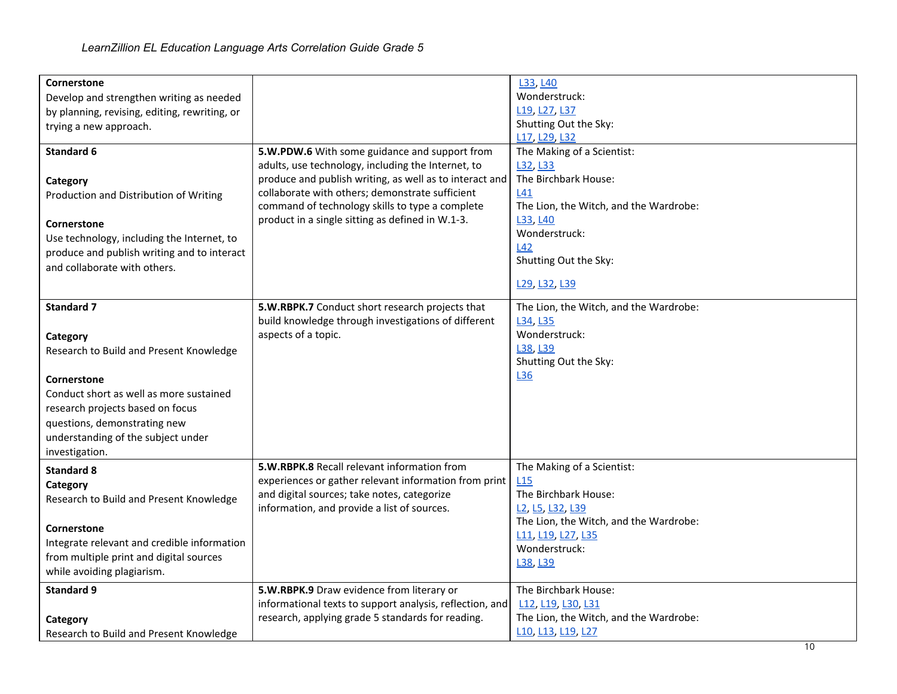| | | |
|---|---|---|
| **Cornerstone**<br>Develop and strengthen writing as needed by planning, revising, editing, rewriting, or trying a new approach. | | L33, L40<br>Wonderstruck:<br>L19, L27, L37<br>Shutting Out the Sky:<br>L17, L29, L32 |
| **Standard 6**<br><br>**Category**<br>Production and Distribution of Writing<br><br>**Cornerstone**<br>Use technology, including the Internet, to produce and publish writing and to interact and collaborate with others. | **5.W.PDW.6** With some guidance and support from adults, use technology, including the Internet, to produce and publish writing, as well as to interact and collaborate with others; demonstrate sufficient command of technology skills to type a complete product in a single sitting as defined in W.1-3. | The Making of a Scientist:<br>L32, L33<br>The Birchbark House:<br>L41<br>The Lion, the Witch, and the Wardrobe:<br>L33, L40<br>Wonderstruck:<br>L42<br>Shutting Out the Sky:<br>L29, L32, L39 |
| **Standard 7**<br><br>**Category**<br>Research to Build and Present Knowledge<br><br>**Cornerstone**<br>Conduct short as well as more sustained research projects based on focus questions, demonstrating new understanding of the subject under investigation. | **5.W.RBPK.7** Conduct short research projects that build knowledge through investigations of different aspects of a topic. | The Lion, the Witch, and the Wardrobe:<br>L34, L35<br>Wonderstruck:<br>L38, L39<br>Shutting Out the Sky:<br>L36 |
| **Standard 8**<br>**Category**<br>Research to Build and Present Knowledge<br><br>**Cornerstone**<br>Integrate relevant and credible information from multiple print and digital sources while avoiding plagiarism. | **5.W.RBPK.8** Recall relevant information from experiences or gather relevant information from print and digital sources; take notes, categorize information, and provide a list of sources. | The Making of a Scientist:<br>L15<br>The Birchbark House:<br>L2, L5, L32, L39<br>The Lion, the Witch, and the Wardrobe:<br>L11, L19, L27, L35<br>Wonderstruck:<br>L38, L39 |
| **Standard 9**<br><br>**Category**<br>Research to Build and Present Knowledge | **5.W.RBPK.9** Draw evidence from literary or informational texts to support analysis, reflection, and research, applying grade 5 standards for reading. | The Birchbark House:<br>L12, L19, L30, L31<br>The Lion, the Witch, and the Wardrobe:<br>L10, L13, L19, L27 |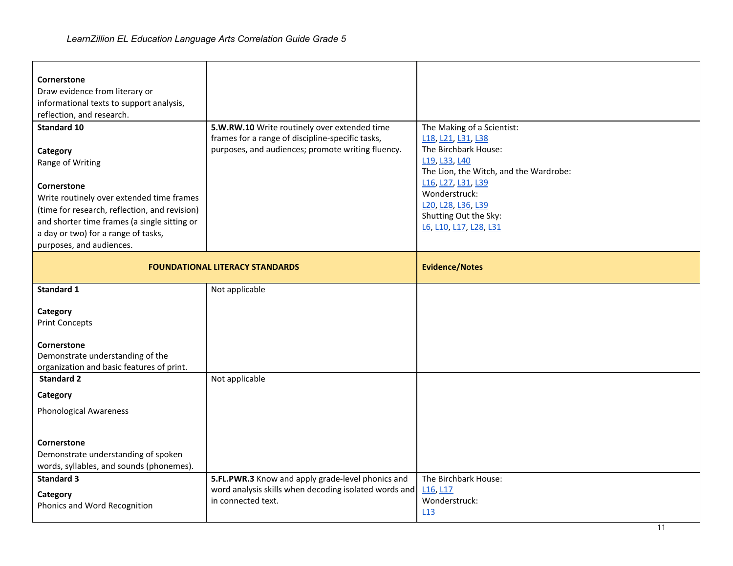| | | |
|---|---|---|
| **Cornerstone**<br>Draw evidence from literary or informational texts to support analysis, reflection, and research. | | |
| **Standard 10**<br><br>**Category**<br>Range of Writing<br><br>**Cornerstone**<br>Write routinely over extended time frames (time for research, reflection, and revision) and shorter time frames (a single sitting or a day or two) for a range of tasks, purposes, and audiences. | **5.W.RW.10** Write routinely over extended time frames for a range of discipline-specific tasks, purposes, and audiences; promote writing fluency. | The Making of a Scientist:<br>L18, L21, L31, L38<br>The Birchbark House:<br>L19, L33, L40<br>The Lion, the Witch, and the Wardrobe:<br>L16, L27, L31, L39<br>Wonderstruck:<br>L20, L28, L36, L39<br>Shutting Out the Sky:<br>L6, L10, L17, L28, L31 |
| **FOUNDATIONAL LITERACY STANDARDS** | | **Evidence/Notes** |
| **Standard 1**<br><br>**Category**<br>Print Concepts<br><br>**Cornerstone**<br>Demonstrate understanding of the organization and basic features of print. | Not applicable | |
| **Standard 2**<br><br>**Category**<br>Phonological Awareness<br><br>**Cornerstone**<br>Demonstrate understanding of spoken words, syllables, and sounds (phonemes). | Not applicable | |
| **Standard 3**<br><br>**Category**<br>Phonics and Word Recognition | **5.FL.PWR.3** Know and apply grade-level phonics and word analysis skills when decoding isolated words and in connected text. | The Birchbark House:<br>L16, L17<br>Wonderstruck:<br>L13 |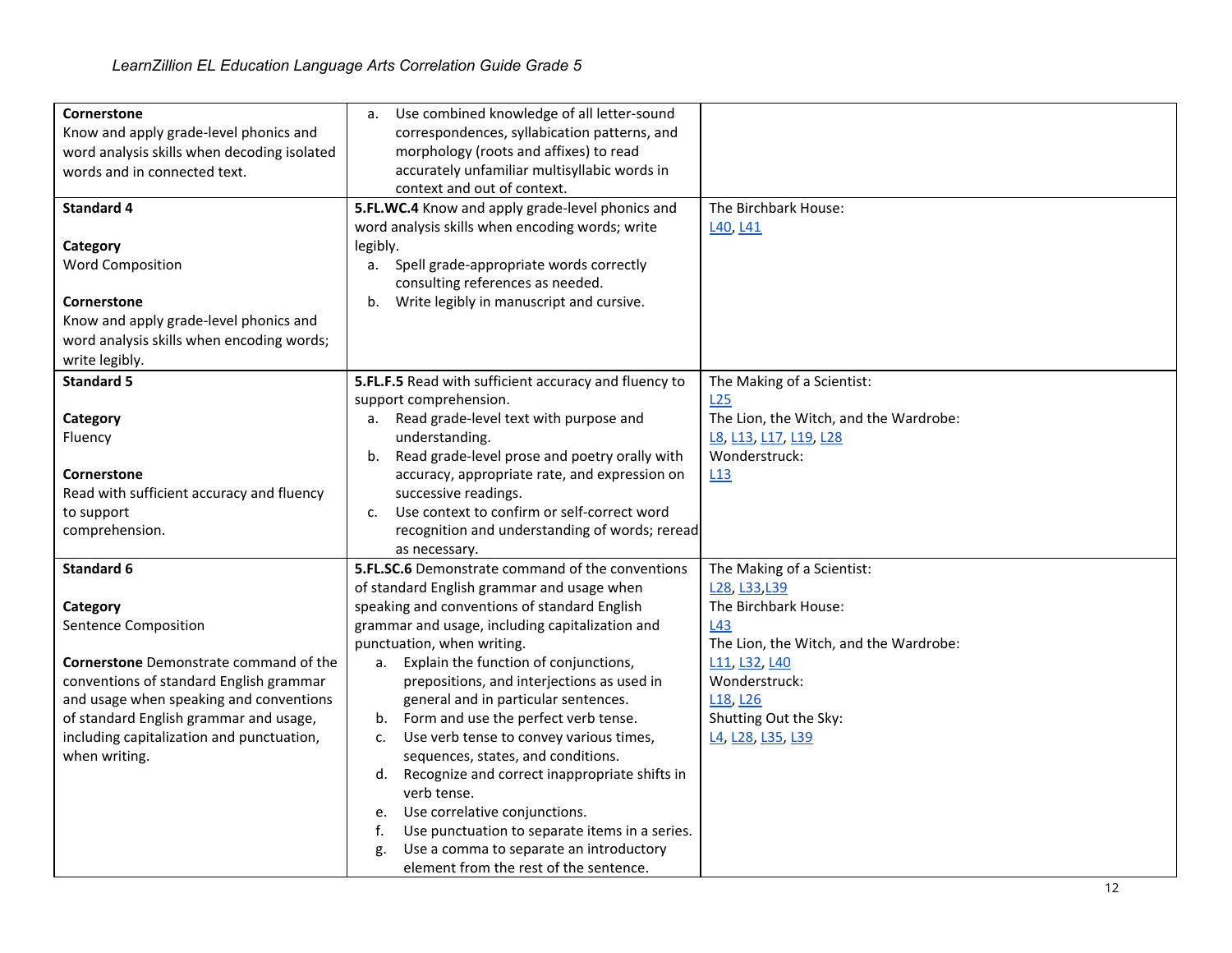| | | |
|---|---|---|
| **Cornerstone**<br>Know and apply grade-level phonics and word analysis skills when decoding isolated words and in connected text. | a. Use combined knowledge of all letter-sound correspondences, syllabication patterns, and morphology (roots and affixes) to read accurately unfamiliar multisyllabic words in context and out of context. | |
| **Standard 4**<br><br>**Category**<br>Word Composition<br><br>**Cornerstone**<br>Know and apply grade-level phonics and word analysis skills when encoding words; write legibly. | **5.FL.WC.4** Know and apply grade-level phonics and word analysis skills when encoding words; write legibly.<br>a. Spell grade-appropriate words correctly consulting references as needed.<br>b. Write legibly in manuscript and cursive. | The Birchbark House:<br>L40, L41 |
| **Standard 5**<br><br>**Category**<br>Fluency<br><br>**Cornerstone**<br>Read with sufficient accuracy and fluency to support comprehension. | **5.FL.F.5** Read with sufficient accuracy and fluency to support comprehension.<br>a. Read grade-level text with purpose and understanding.<br>b. Read grade-level prose and poetry orally with accuracy, appropriate rate, and expression on successive readings.<br>c. Use context to confirm or self-correct word recognition and understanding of words; reread as necessary. | The Making of a Scientist:<br>L25<br>The Lion, the Witch, and the Wardrobe:<br>L8, L13, L17, L19, L28<br>Wonderstruck:<br>L13 |
| **Standard 6**<br><br>**Category**<br>Sentence Composition<br><br>**Cornerstone** Demonstrate command of the conventions of standard English grammar and usage when speaking and conventions of standard English grammar and usage, including capitalization and punctuation, when writing. | **5.FL.SC.6** Demonstrate command of the conventions of standard English grammar and usage when speaking and conventions of standard English grammar and usage, including capitalization and punctuation, when writing.<br>a. Explain the function of conjunctions, prepositions, and interjections as used in general and in particular sentences.<br>b. Form and use the perfect verb tense.<br>c. Use verb tense to convey various times, sequences, states, and conditions.<br>d. Recognize and correct inappropriate shifts in verb tense.<br>e. Use correlative conjunctions.<br>f. Use punctuation to separate items in a series.<br>g. Use a comma to separate an introductory element from the rest of the sentence. | The Making of a Scientist:<br>L28, L33,L39<br>The Birchbark House:<br>L43<br>The Lion, the Witch, and the Wardrobe:<br>L11, L32, L40<br>Wonderstruck:<br>L18, L26<br>Shutting Out the Sky:<br>L4, L28, L35, L39 |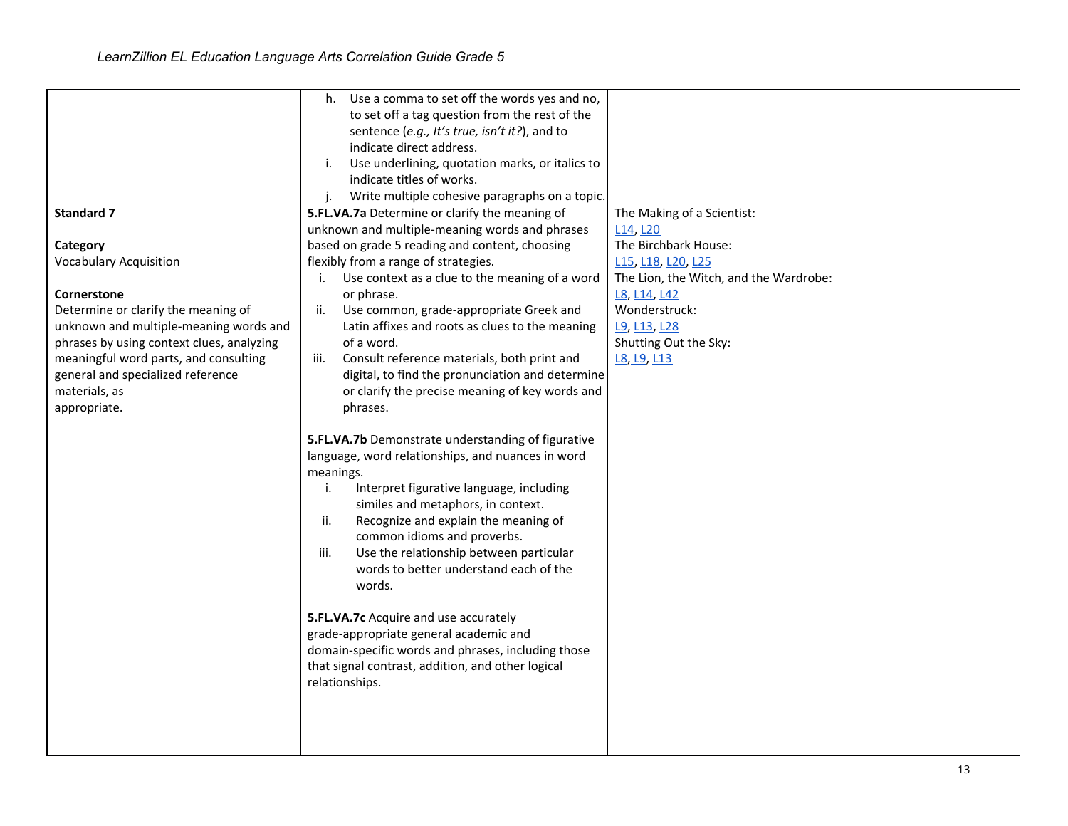| | | |
|---|---|---|
| | h. Use a comma to set off the words yes and no, to set off a tag question from the rest of the sentence (*e.g., It's true, isn't it?*), and to indicate direct address.<br>i. Use underlining, quotation marks, or italics to indicate titles of works.<br>j. Write multiple cohesive paragraphs on a topic. | |
| **Standard 7**<br><br>**Category**<br>Vocabulary Acquisition<br><br>**Cornerstone**<br>Determine or clarify the meaning of unknown and multiple-meaning words and phrases by using context clues, analyzing meaningful word parts, and consulting general and specialized reference materials, as appropriate. | **5.FL.VA.7a** Determine or clarify the meaning of unknown and multiple-meaning words and phrases based on grade 5 reading and content, choosing flexibly from a range of strategies.<br>i. Use context as a clue to the meaning of a word or phrase.<br>ii. Use common, grade-appropriate Greek and Latin affixes and roots as clues to the meaning of a word.<br>iii. Consult reference materials, both print and digital, to find the pronunciation and determine or clarify the precise meaning of key words and phrases.<br><br>**5.FL.VA.7b** Demonstrate understanding of figurative language, word relationships, and nuances in word meanings.<br>i. Interpret figurative language, including similes and metaphors, in context.<br>ii. Recognize and explain the meaning of common idioms and proverbs.<br>iii. Use the relationship between particular words to better understand each of the words.<br><br>**5.FL.VA.7c** Acquire and use accurately grade-appropriate general academic and domain-specific words and phrases, including those that signal contrast, addition, and other logical relationships. | The Making of a Scientist:<br>L14, L20<br>The Birchbark House:<br>L15, L18, L20, L25<br>The Lion, the Witch, and the Wardrobe:<br>L8, L14, L42<br>Wonderstruck:<br>L9, L13, L28<br>Shutting Out the Sky:<br>L8, L9, L13 |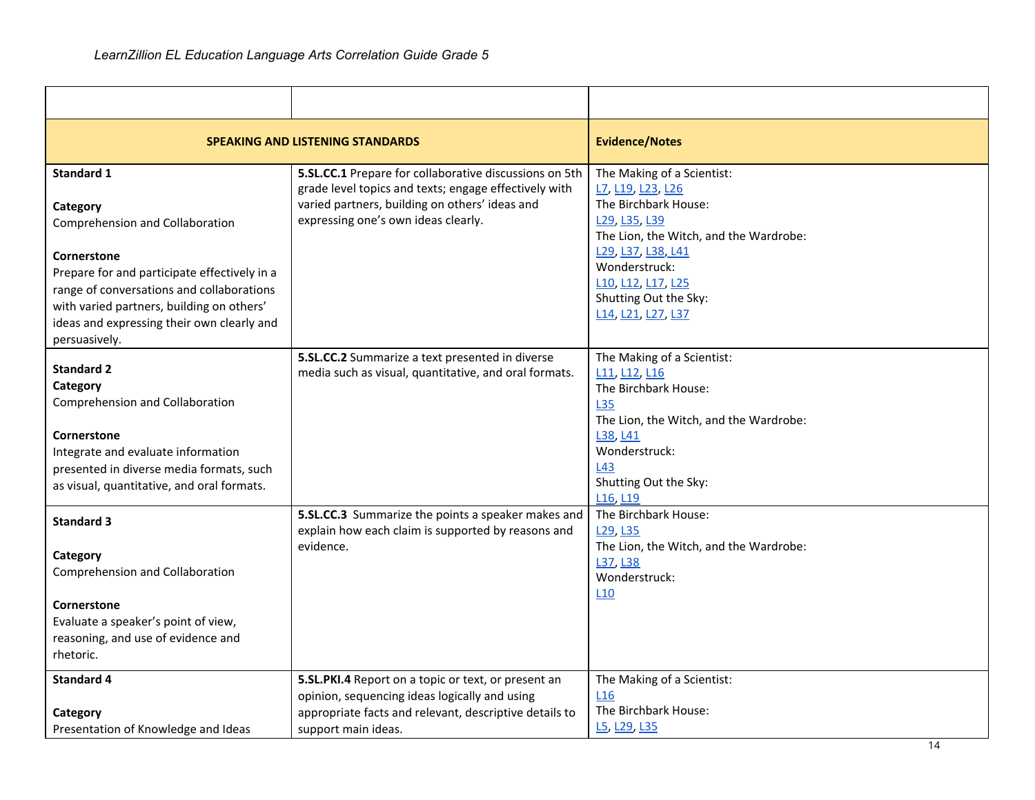| | | |
|---|---|---|
| **SPEAKING AND LISTENING STANDARDS** | | **Evidence/Notes** |
| **Standard 1**<br><br>**Category**<br>Comprehension and Collaboration<br><br>**Cornerstone**<br>Prepare for and participate effectively in a range of conversations and collaborations with varied partners, building on others' ideas and expressing their own clearly and persuasively. | **5.SL.CC.1** Prepare for collaborative discussions on 5th grade level topics and texts; engage effectively with varied partners, building on others' ideas and expressing one's own ideas clearly. | The Making of a Scientist:<br>L7, L19, L23, L26<br>The Birchbark House:<br>L29, L35, L39<br>The Lion, the Witch, and the Wardrobe:<br>L29, L37, L38, L41<br>Wonderstruck:<br>L10, L12, L17, L25<br>Shutting Out the Sky:<br>L14, L21, L27, L37 |
| **Standard 2**<br>**Category**<br>Comprehension and Collaboration<br><br>**Cornerstone**<br>Integrate and evaluate information presented in diverse media formats, such as visual, quantitative, and oral formats. | **5.SL.CC.2** Summarize a text presented in diverse media such as visual, quantitative, and oral formats. | The Making of a Scientist:<br>L11, L12, L16<br>The Birchbark House:<br>L35<br>The Lion, the Witch, and the Wardrobe:<br>L38, L41<br>Wonderstruck:<br>L43<br>Shutting Out the Sky:<br>L16, L19 |
| **Standard 3**<br><br>**Category**<br>Comprehension and Collaboration<br><br>**Cornerstone**<br>Evaluate a speaker's point of view, reasoning, and use of evidence and rhetoric. | **5.SL.CC.3** Summarize the points a speaker makes and explain how each claim is supported by reasons and evidence. | The Birchbark House:<br>L29, L35<br>The Lion, the Witch, and the Wardrobe:<br>L37, L38<br>Wonderstruck:<br>L10 |
| **Standard 4**<br><br>**Category**<br>Presentation of Knowledge and Ideas | **5.SL.PKI.4** Report on a topic or text, or present an opinion, sequencing ideas logically and using appropriate facts and relevant, descriptive details to support main ideas. | The Making of a Scientist:<br>L16<br>The Birchbark House:<br>L5, L29, L35 |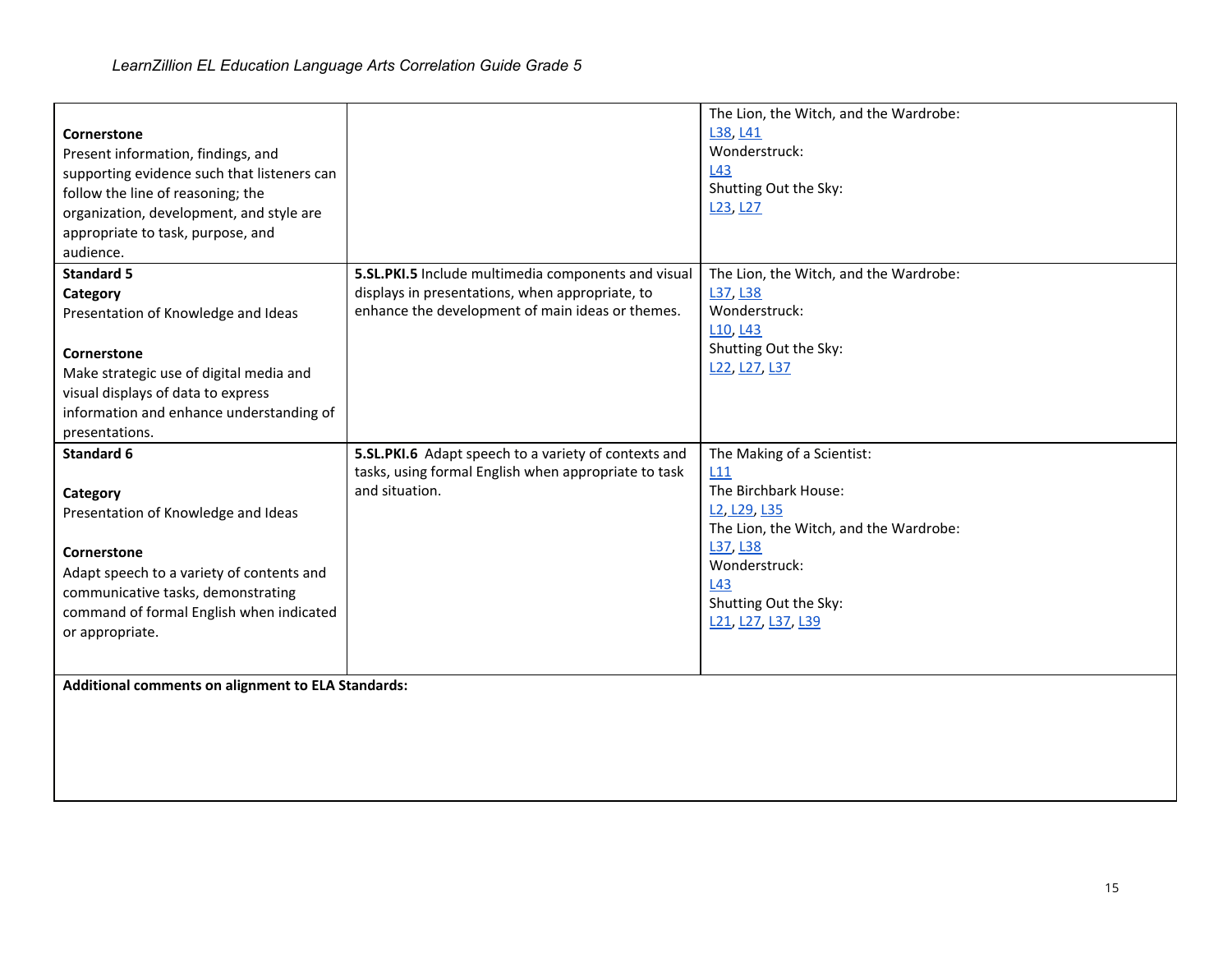| | | |
|---|---|---|
| **Cornerstone**<br>Present information, findings, and supporting evidence such that listeners can follow the line of reasoning; the organization, development, and style are appropriate to task, purpose, and audience. | | The Lion, the Witch, and the Wardrobe:<br>L38, L41<br>Wonderstruck:<br>L43<br>Shutting Out the Sky:<br>L23, L27 |
| **Standard 5**<br>**Category**<br>Presentation of Knowledge and Ideas<br><br>**Cornerstone**<br>Make strategic use of digital media and visual displays of data to express information and enhance understanding of presentations. | **5.SL.PKI.5** Include multimedia components and visual displays in presentations, when appropriate, to enhance the development of main ideas or themes. | The Lion, the Witch, and the Wardrobe:<br>L37, L38<br>Wonderstruck:<br>L10, L43<br>Shutting Out the Sky:<br>L22, L27, L37 |
| **Standard 6**<br><br>**Category**<br>Presentation of Knowledge and Ideas<br><br>**Cornerstone**<br>Adapt speech to a variety of contents and communicative tasks, demonstrating command of formal English when indicated or appropriate. | **5.SL.PKI.6** Adapt speech to a variety of contexts and tasks, using formal English when appropriate to task and situation. | The Making of a Scientist:<br>L11<br>The Birchbark House:<br>L2, L29, L35<br>The Lion, the Witch, and the Wardrobe:<br>L37, L38<br>Wonderstruck:<br>L43<br>Shutting Out the Sky:<br>L21, L27, L37, L39 |
| **Additional comments on alignment to ELA Standards:** | | |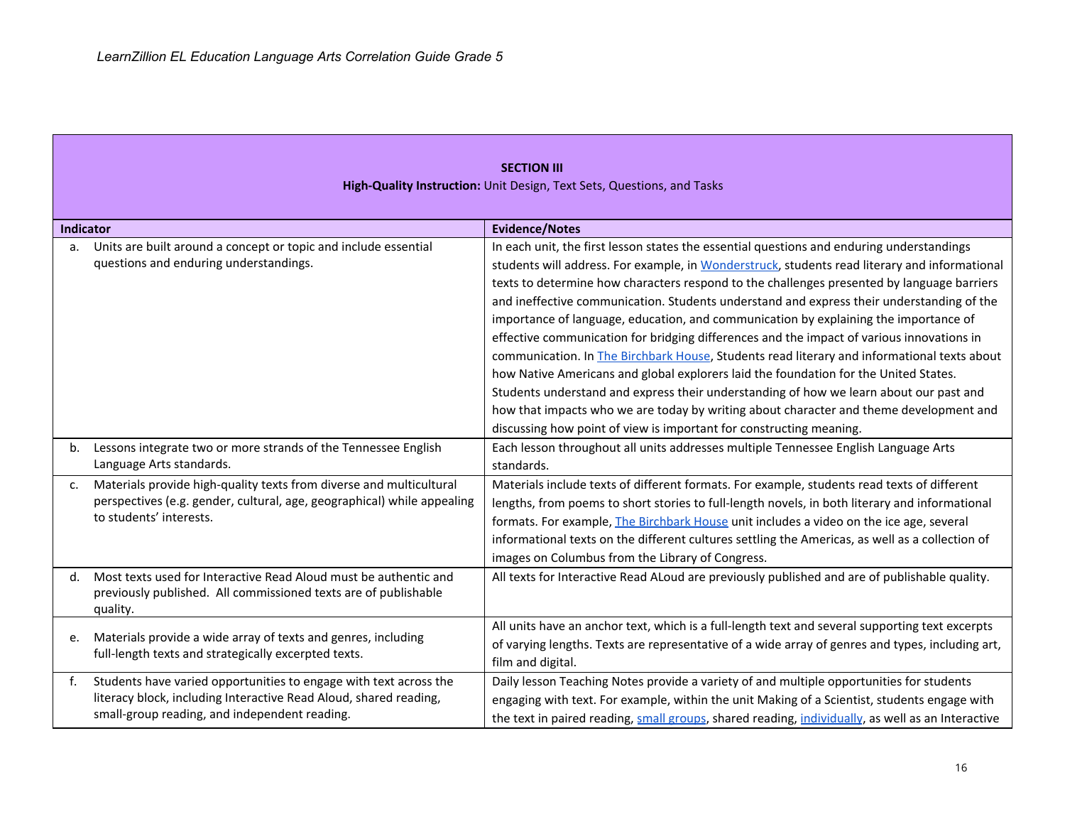| **SECTION III**<br>**High-Quality Instruction:** Unit Design, Text Sets, Questions, and Tasks | |
|---|---|
| **Indicator** | **Evidence/Notes** |
| a. Units are built around a concept or topic and include essential questions and enduring understandings. | In each unit, the first lesson states the essential questions and enduring understandings students will address. For example, in Wonderstruck, students read literary and informational texts to determine how characters respond to the challenges presented by language barriers and ineffective communication. Students understand and express their understanding of the importance of language, education, and communication by explaining the importance of effective communication for bridging differences and the impact of various innovations in communication. In The Birchbark House, Students read literary and informational texts about how Native Americans and global explorers laid the foundation for the United States. Students understand and express their understanding of how we learn about our past and how that impacts who we are today by writing about character and theme development and discussing how point of view is important for constructing meaning. |
| b. Lessons integrate two or more strands of the Tennessee English Language Arts standards. | Each lesson throughout all units addresses multiple Tennessee English Language Arts standards. |
| c. Materials provide high-quality texts from diverse and multicultural perspectives (e.g. gender, cultural, age, geographical) while appealing to students' interests. | Materials include texts of different formats. For example, students read texts of different lengths, from poems to short stories to full-length novels, in both literary and informational formats. For example, The Birchbark House unit includes a video on the ice age, several informational texts on the different cultures settling the Americas, as well as a collection of images on Columbus from the Library of Congress. |
| d. Most texts used for Interactive Read Aloud must be authentic and previously published. All commissioned texts are of publishable quality. | All texts for Interactive Read ALoud are previously published and are of publishable quality. |
| e. Materials provide a wide array of texts and genres, including full-length texts and strategically excerpted texts. | All units have an anchor text, which is a full-length text and several supporting text excerpts of varying lengths. Texts are representative of a wide array of genres and types, including art, film and digital. |
| f. Students have varied opportunities to engage with text across the literacy block, including Interactive Read Aloud, shared reading, small-group reading, and independent reading. | Daily lesson Teaching Notes provide a variety of and multiple opportunities for students engaging with text. For example, within the unit Making of a Scientist, students engage with the text in paired reading, small groups, shared reading, individually, as well as an Interactive |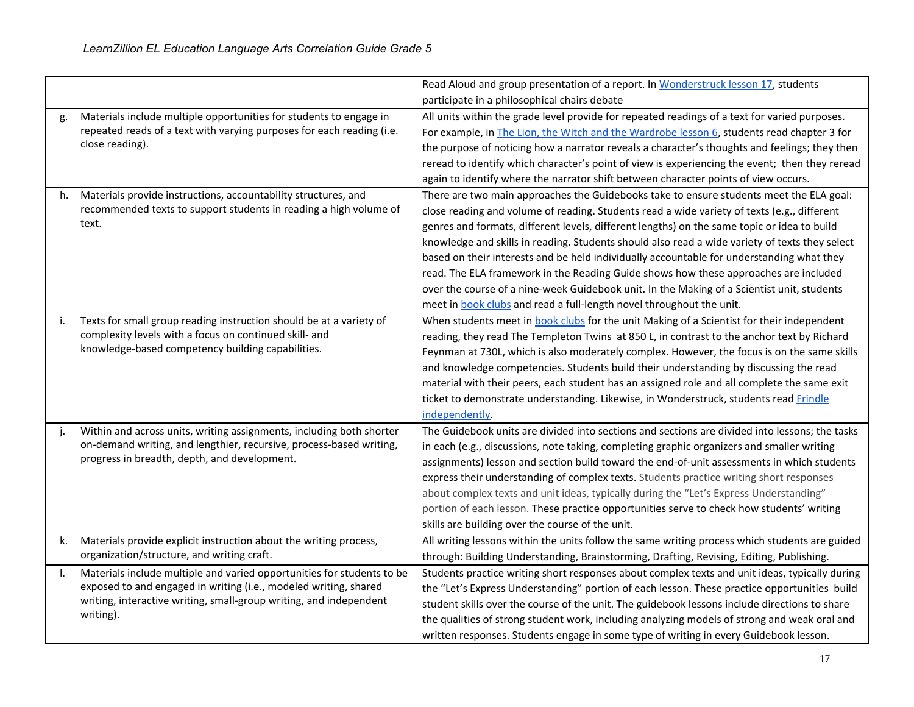| | |
|---|---|
| | Read Aloud and group presentation of a report. In Wonderstruck lesson 17, students participate in a philosophical chairs debate |
| g. Materials include multiple opportunities for students to engage in repeated reads of a text with varying purposes for each reading (i.e. close reading). | All units within the grade level provide for repeated readings of a text for varied purposes. For example, in The Lion, the Witch and the Wardrobe lesson 6, students read chapter 3 for the purpose of noticing how a narrator reveals a character's thoughts and feelings; they then reread to identify which character's point of view is experiencing the event; then they reread again to identify where the narrator shift between character points of view occurs. |
| h. Materials provide instructions, accountability structures, and recommended texts to support students in reading a high volume of text. | There are two main approaches the Guidebooks take to ensure students meet the ELA goal: close reading and volume of reading. Students read a wide variety of texts (e.g., different genres and formats, different levels, different lengths) on the same topic or idea to build knowledge and skills in reading. Students should also read a wide variety of texts they select based on their interests and be held individually accountable for understanding what they read. The ELA framework in the Reading Guide shows how these approaches are included over the course of a nine-week Guidebook unit. In the Making of a Scientist unit, students meet in book clubs and read a full-length novel throughout the unit. |
| i. Texts for small group reading instruction should be at a variety of complexity levels with a focus on continued skill- and knowledge-based competency building capabilities. | When students meet in book clubs for the unit Making of a Scientist for their independent reading, they read The Templeton Twins at 850 L, in contrast to the anchor text by Richard Feynman at 730L, which is also moderately complex. However, the focus is on the same skills and knowledge competencies. Students build their understanding by discussing the read material with their peers, each student has an assigned role and all complete the same exit ticket to demonstrate understanding. Likewise, in Wonderstruck, students read Frindle independently. |
| j. Within and across units, writing assignments, including both shorter on-demand writing, and lengthier, recursive, process-based writing, progress in breadth, depth, and development. | The Guidebook units are divided into sections and sections are divided into lessons; the tasks in each (e.g., discussions, note taking, completing graphic organizers and smaller writing assignments) lesson and section build toward the end-of-unit assessments in which students express their understanding of complex texts. Students practice writing short responses about complex texts and unit ideas, typically during the "Let's Express Understanding" portion of each lesson. These practice opportunities serve to check how students' writing skills are building over the course of the unit. |
| k. Materials provide explicit instruction about the writing process, organization/structure, and writing craft. | All writing lessons within the units follow the same writing process which students are guided through: Building Understanding, Brainstorming, Drafting, Revising, Editing, Publishing. |
| l. Materials include multiple and varied opportunities for students to be exposed to and engaged in writing (i.e., modeled writing, shared writing, interactive writing, small-group writing, and independent writing). | Students practice writing short responses about complex texts and unit ideas, typically during the "Let's Express Understanding" portion of each lesson. These practice opportunities build student skills over the course of the unit. The guidebook lessons include directions to share the qualities of strong student work, including analyzing models of strong and weak oral and written responses. Students engage in some type of writing in every Guidebook lesson. |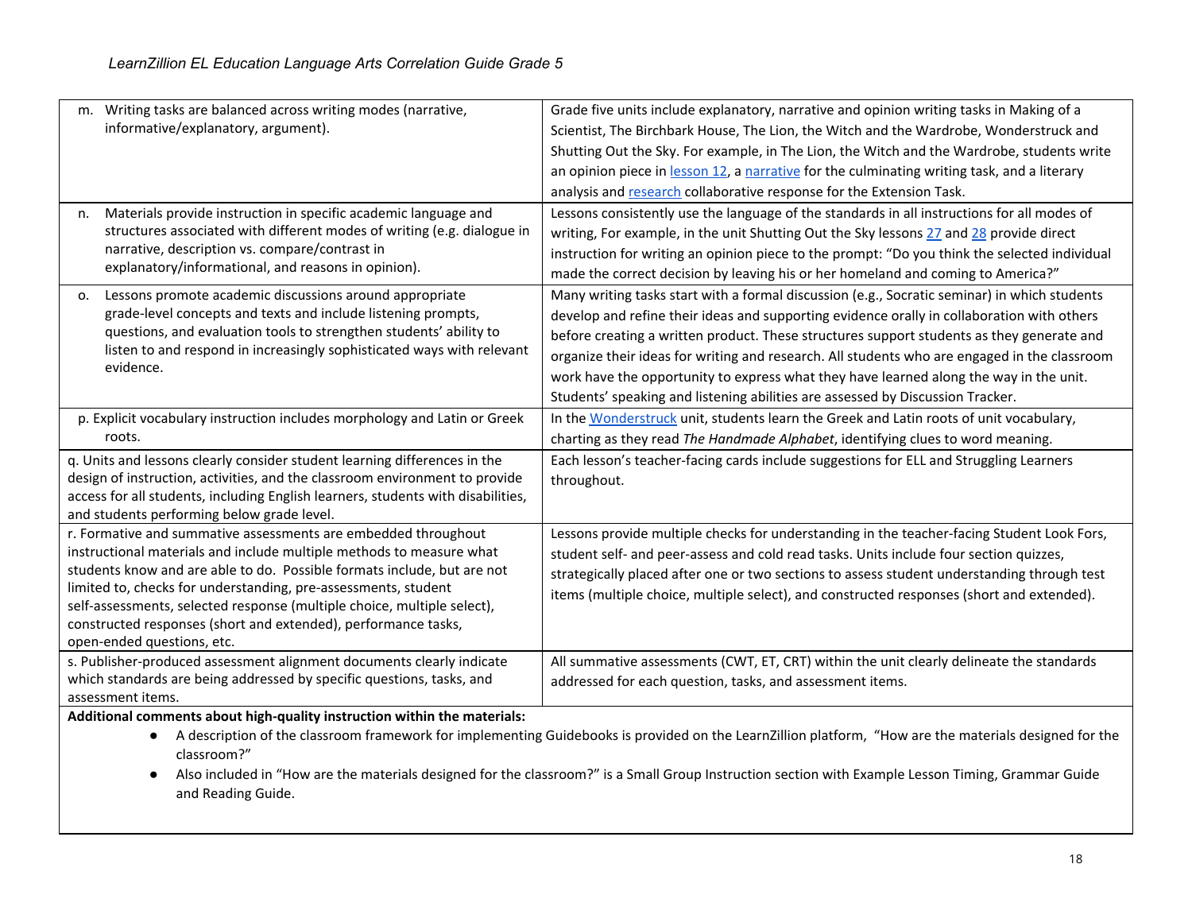| | |
|---|---|
| m. Writing tasks are balanced across writing modes (narrative, informative/explanatory, argument). | Grade five units include explanatory, narrative and opinion writing tasks in Making of a Scientist, The Birchbark House, The Lion, the Witch and the Wardrobe, Wonderstruck and Shutting Out the Sky. For example, in The Lion, the Witch and the Wardrobe, students write an opinion piece in lesson 12, a narrative for the culminating writing task, and a literary analysis and research collaborative response for the Extension Task. |
| n. Materials provide instruction in specific academic language and structures associated with different modes of writing (e.g. dialogue in narrative, description vs. compare/contrast in explanatory/informational, and reasons in opinion). | Lessons consistently use the language of the standards in all instructions for all modes of writing, For example, in the unit Shutting Out the Sky lessons 27 and 28 provide direct instruction for writing an opinion piece to the prompt: "Do you think the selected individual made the correct decision by leaving his or her homeland and coming to America?" |
| o. Lessons promote academic discussions around appropriate grade-level concepts and texts and include listening prompts, questions, and evaluation tools to strengthen students' ability to listen to and respond in increasingly sophisticated ways with relevant evidence. | Many writing tasks start with a formal discussion (e.g., Socratic seminar) in which students develop and refine their ideas and supporting evidence orally in collaboration with others before creating a written product. These structures support students as they generate and organize their ideas for writing and research. All students who are engaged in the classroom work have the opportunity to express what they have learned along the way in the unit. Students' speaking and listening abilities are assessed by Discussion Tracker. |
| p. Explicit vocabulary instruction includes morphology and Latin or Greek roots. | In the Wonderstruck unit, students learn the Greek and Latin roots of unit vocabulary, charting as they read *The Handmade Alphabet*, identifying clues to word meaning. |
| q. Units and lessons clearly consider student learning differences in the design of instruction, activities, and the classroom environment to provide access for all students, including English learners, students with disabilities, and students performing below grade level. | Each lesson's teacher-facing cards include suggestions for ELL and Struggling Learners throughout. |
| r. Formative and summative assessments are embedded throughout instructional materials and include multiple methods to measure what students know and are able to do. Possible formats include, but are not limited to, checks for understanding, pre-assessments, student self-assessments, selected response (multiple choice, multiple select), constructed responses (short and extended), performance tasks, open-ended questions, etc. | Lessons provide multiple checks for understanding in the teacher-facing Student Look Fors, student self- and peer-assess and cold read tasks. Units include four section quizzes, strategically placed after one or two sections to assess student understanding through test items (multiple choice, multiple select), and constructed responses (short and extended). |
| s. Publisher-produced assessment alignment documents clearly indicate which standards are being addressed by specific questions, tasks, and assessment items. | All summative assessments (CWT, ET, CRT) within the unit clearly delineate the standards addressed for each question, tasks, and assessment items. |

**Additional comments about high-quality instruction within the materials:**

- A description of the classroom framework for implementing Guidebooks is provided on the LearnZillion platform, "How are the materials designed for the classroom?"
- Also included in "How are the materials designed for the classroom?" is a Small Group Instruction section with Example Lesson Timing, Grammar Guide and Reading Guide.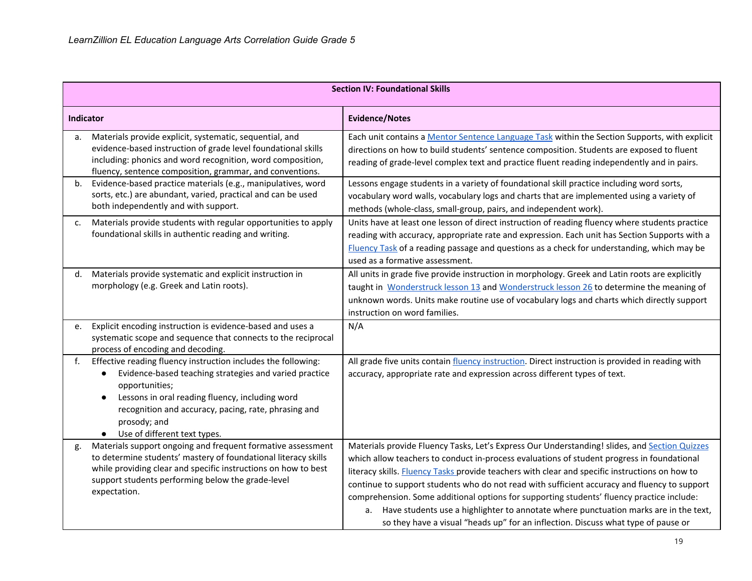| Section IV: Foundational Skills | |
|---|---|
| **Indicator** | **Evidence/Notes** |
| a. Materials provide explicit, systematic, sequential, and evidence-based instruction of grade level foundational skills including: phonics and word recognition, word composition, fluency, sentence composition, grammar, and conventions. | Each unit contains a Mentor Sentence Language Task within the Section Supports, with explicit directions on how to build students' sentence composition. Students are exposed to fluent reading of grade-level complex text and practice fluent reading independently and in pairs. |
| b. Evidence-based practice materials (e.g., manipulatives, word sorts, etc.) are abundant, varied, practical and can be used both independently and with support. | Lessons engage students in a variety of foundational skill practice including word sorts, vocabulary word walls, vocabulary logs and charts that are implemented using a variety of methods (whole-class, small-group, pairs, and independent work). |
| c. Materials provide students with regular opportunities to apply foundational skills in authentic reading and writing. | Units have at least one lesson of direct instruction of reading fluency where students practice reading with accuracy, appropriate rate and expression. Each unit has Section Supports with a Fluency Task of a reading passage and questions as a check for understanding, which may be used as a formative assessment. |
| d. Materials provide systematic and explicit instruction in morphology (e.g. Greek and Latin roots). | All units in grade five provide instruction in morphology. Greek and Latin roots are explicitly taught in Wonderstruck lesson 13 and Wonderstruck lesson 26 to determine the meaning of unknown words. Units make routine use of vocabulary logs and charts which directly support instruction on word families. |
| e. Explicit encoding instruction is evidence-based and uses a systematic scope and sequence that connects to the reciprocal process of encoding and decoding. | N/A |
| f. Effective reading fluency instruction includes the following: <br>● Evidence-based teaching strategies and varied practice opportunities; <br>● Lessons in oral reading fluency, including word recognition and accuracy, pacing, rate, phrasing and prosody; and <br>● Use of different text types. | All grade five units contain fluency instruction. Direct instruction is provided in reading with accuracy, appropriate rate and expression across different types of text. |
| g. Materials support ongoing and frequent formative assessment to determine students' mastery of foundational literacy skills while providing clear and specific instructions on how to best support students performing below the grade-level expectation. | Materials provide Fluency Tasks, Let's Express Our Understanding! slides, and Section Quizzes which allow teachers to conduct in-process evaluations of student progress in foundational literacy skills. Fluency Tasks provide teachers with clear and specific instructions on how to continue to support students who do not read with sufficient accuracy and fluency to support comprehension. Some additional options for supporting students' fluency practice include: <br>a. Have students use a highlighter to annotate where punctuation marks are in the text, so they have a visual "heads up" for an inflection. Discuss what type of pause or |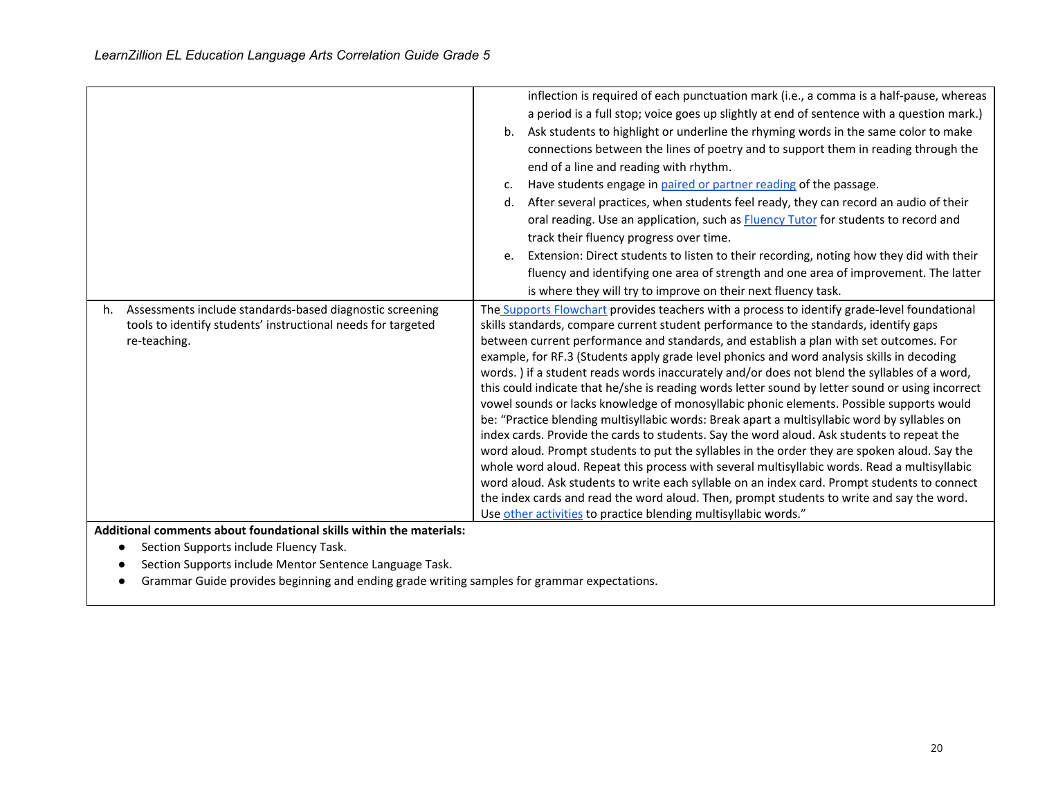| | |
|---|---|
| | inflection is required of each punctuation mark (i.e., a comma is a half-pause, whereas a period is a full stop; voice goes up slightly at end of sentence with a question mark.)<br>b. Ask students to highlight or underline the rhyming words in the same color to make connections between the lines of poetry and to support them in reading through the end of a line and reading with rhythm.<br>c. Have students engage in paired or partner reading of the passage.<br>d. After several practices, when students feel ready, they can record an audio of their oral reading. Use an application, such as Fluency Tutor for students to record and track their fluency progress over time.<br>e. Extension: Direct students to listen to their recording, noting how they did with their fluency and identifying one area of strength and one area of improvement. The latter is where they will try to improve on their next fluency task. |
| h. Assessments include standards-based diagnostic screening tools to identify students' instructional needs for targeted re-teaching. | The Supports Flowchart provides teachers with a process to identify grade-level foundational skills standards, compare current student performance to the standards, identify gaps between current performance and standards, and establish a plan with set outcomes. For example, for RF.3 (Students apply grade level phonics and word analysis skills in decoding words. ) if a student reads words inaccurately and/or does not blend the syllables of a word, this could indicate that he/she is reading words letter sound by letter sound or using incorrect vowel sounds or lacks knowledge of monosyllabic phonic elements. Possible supports would be: "Practice blending multisyllabic words: Break apart a multisyllabic word by syllables on index cards. Provide the cards to students. Say the word aloud. Ask students to repeat the word aloud. Prompt students to put the syllables in the order they are spoken aloud. Say the whole word aloud. Repeat this process with several multisyllabic words. Read a multisyllabic word aloud. Ask students to write each syllable on an index card. Prompt students to connect the index cards and read the word aloud. Then, prompt students to write and say the word. Use other activities to practice blending multisyllabic words." |

**Additional comments about foundational skills within the materials:**

- Section Supports include Fluency Task.
- Section Supports include Mentor Sentence Language Task.
- Grammar Guide provides beginning and ending grade writing samples for grammar expectations.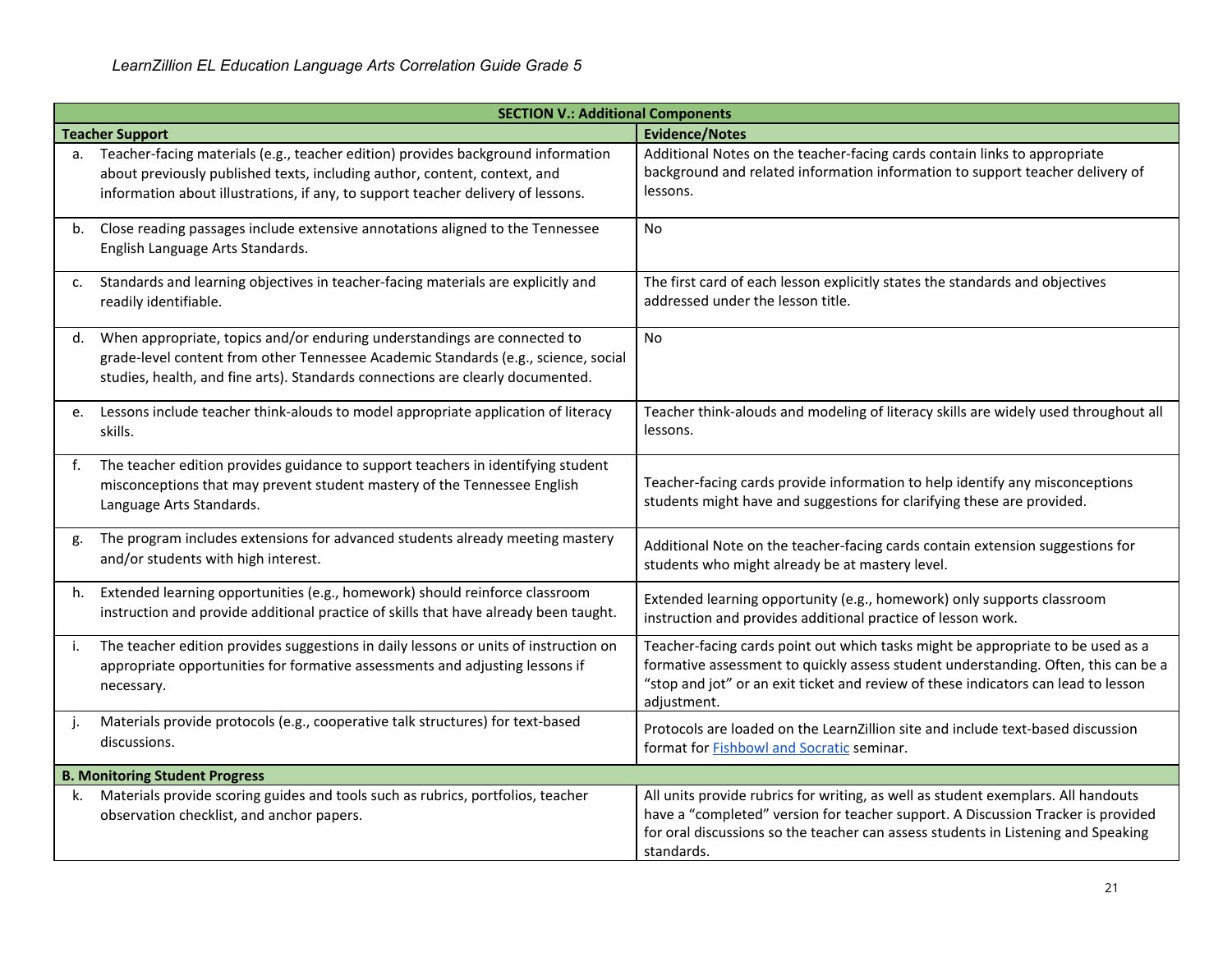| SECTION V.: Additional Components | |
|---|---|
| **Teacher Support** | **Evidence/Notes** |
| a. Teacher-facing materials (e.g., teacher edition) provides background information about previously published texts, including author, content, context, and information about illustrations, if any, to support teacher delivery of lessons. | Additional Notes on the teacher-facing cards contain links to appropriate background and related information information to support teacher delivery of lessons. |
| b. Close reading passages include extensive annotations aligned to the Tennessee English Language Arts Standards. | No |
| c. Standards and learning objectives in teacher-facing materials are explicitly and readily identifiable. | The first card of each lesson explicitly states the standards and objectives addressed under the lesson title. |
| d. When appropriate, topics and/or enduring understandings are connected to grade-level content from other Tennessee Academic Standards (e.g., science, social studies, health, and fine arts). Standards connections are clearly documented. | No |
| e. Lessons include teacher think-alouds to model appropriate application of literacy skills. | Teacher think-alouds and modeling of literacy skills are widely used throughout all lessons. |
| f. The teacher edition provides guidance to support teachers in identifying student misconceptions that may prevent student mastery of the Tennessee English Language Arts Standards. | Teacher-facing cards provide information to help identify any misconceptions students might have and suggestions for clarifying these are provided. |
| g. The program includes extensions for advanced students already meeting mastery and/or students with high interest. | Additional Note on the teacher-facing cards contain extension suggestions for students who might already be at mastery level. |
| h. Extended learning opportunities (e.g., homework) should reinforce classroom instruction and provide additional practice of skills that have already been taught. | Extended learning opportunity (e.g., homework) only supports classroom instruction and provides additional practice of lesson work. |
| i. The teacher edition provides suggestions in daily lessons or units of instruction on appropriate opportunities for formative assessments and adjusting lessons if necessary. | Teacher-facing cards point out which tasks might be appropriate to be used as a formative assessment to quickly assess student understanding. Often, this can be a "stop and jot" or an exit ticket and review of these indicators can lead to lesson adjustment. |
| j. Materials provide protocols (e.g., cooperative talk structures) for text-based discussions. | Protocols are loaded on the LearnZillion site and include text-based discussion format for Fishbowl and Socratic seminar. |
| **B. Monitoring Student Progress** | |
| k. Materials provide scoring guides and tools such as rubrics, portfolios, teacher observation checklist, and anchor papers. | All units provide rubrics for writing, as well as student exemplars. All handouts have a "completed" version for teacher support. A Discussion Tracker is provided for oral discussions so the teacher can assess students in Listening and Speaking standards. |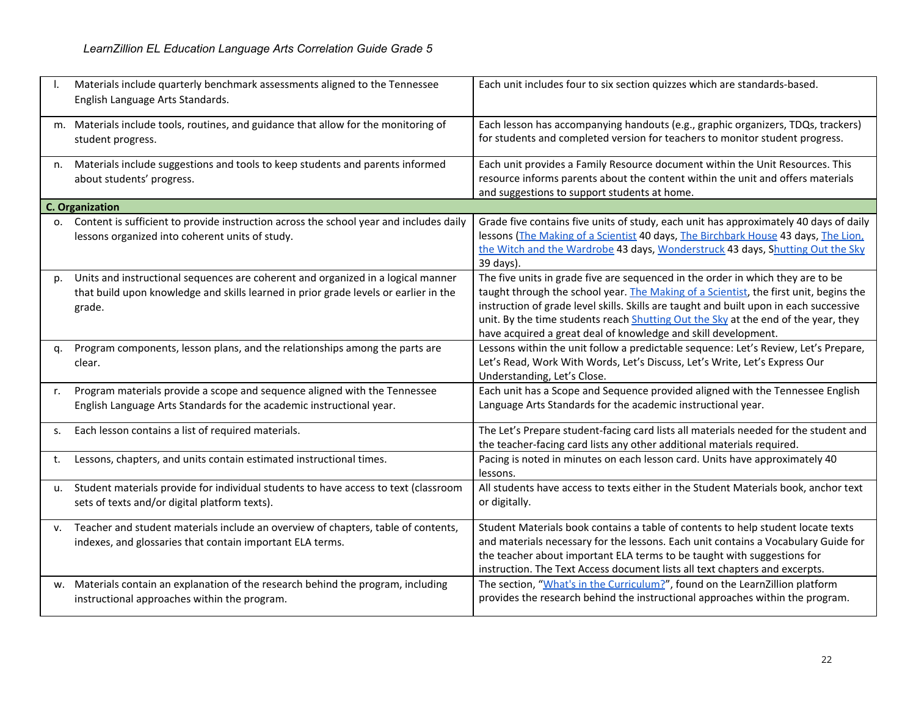| | |
|---|---|
| l. Materials include quarterly benchmark assessments aligned to the Tennessee English Language Arts Standards. | Each unit includes four to six section quizzes which are standards-based. |
| m. Materials include tools, routines, and guidance that allow for the monitoring of student progress. | Each lesson has accompanying handouts (e.g., graphic organizers, TDQs, trackers) for students and completed version for teachers to monitor student progress. |
| n. Materials include suggestions and tools to keep students and parents informed about students' progress. | Each unit provides a Family Resource document within the Unit Resources. This resource informs parents about the content within the unit and offers materials and suggestions to support students at home. |
| **C. Organization** | |
| o. Content is sufficient to provide instruction across the school year and includes daily lessons organized into coherent units of study. | Grade five contains five units of study, each unit has approximately 40 days of daily lessons (The Making of a Scientist 40 days, The Birchbark House 43 days, The Lion, the Witch and the Wardrobe 43 days, Wonderstruck 43 days, Shutting Out the Sky 39 days). |
| p. Units and instructional sequences are coherent and organized in a logical manner that build upon knowledge and skills learned in prior grade levels or earlier in the grade. | The five units in grade five are sequenced in the order in which they are to be taught through the school year. The Making of a Scientist, the first unit, begins the instruction of grade level skills. Skills are taught and built upon in each successive unit. By the time students reach Shutting Out the Sky at the end of the year, they have acquired a great deal of knowledge and skill development. |
| q. Program components, lesson plans, and the relationships among the parts are clear. | Lessons within the unit follow a predictable sequence: Let's Review, Let's Prepare, Let's Read, Work With Words, Let's Discuss, Let's Write, Let's Express Our Understanding, Let's Close. |
| r. Program materials provide a scope and sequence aligned with the Tennessee English Language Arts Standards for the academic instructional year. | Each unit has a Scope and Sequence provided aligned with the Tennessee English Language Arts Standards for the academic instructional year. |
| s. Each lesson contains a list of required materials. | The Let's Prepare student-facing card lists all materials needed for the student and the teacher-facing card lists any other additional materials required. |
| t. Lessons, chapters, and units contain estimated instructional times. | Pacing is noted in minutes on each lesson card. Units have approximately 40 lessons. |
| u. Student materials provide for individual students to have access to text (classroom sets of texts and/or digital platform texts). | All students have access to texts either in the Student Materials book, anchor text or digitally. |
| v. Teacher and student materials include an overview of chapters, table of contents, indexes, and glossaries that contain important ELA terms. | Student Materials book contains a table of contents to help student locate texts and materials necessary for the lessons. Each unit contains a Vocabulary Guide for the teacher about important ELA terms to be taught with suggestions for instruction. The Text Access document lists all text chapters and excerpts. |
| w. Materials contain an explanation of the research behind the program, including instructional approaches within the program. | The section, "What's in the Curriculum?", found on the LearnZillion platform provides the research behind the instructional approaches within the program. |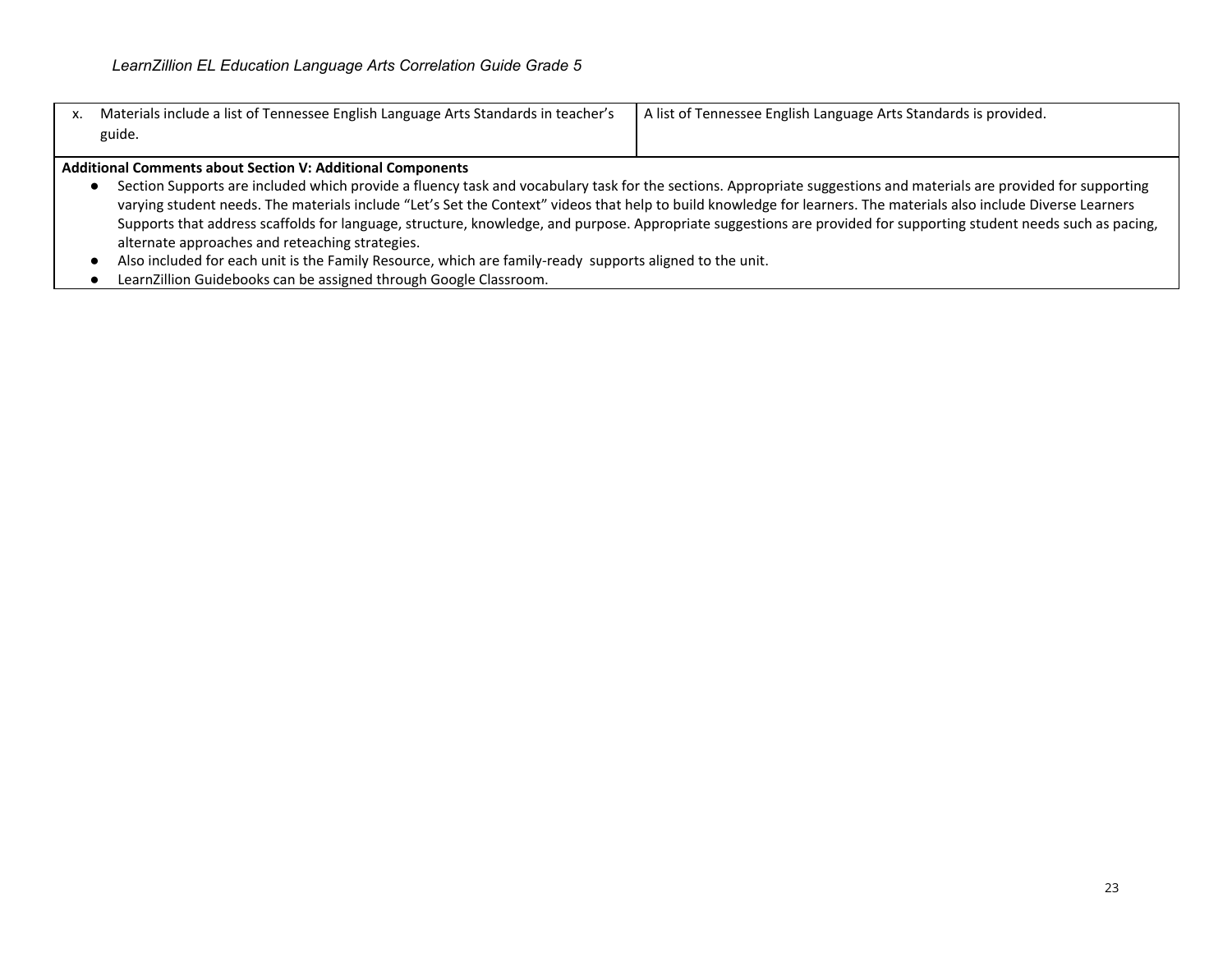| | |
|---|---|
| x. Materials include a list of Tennessee English Language Arts Standards in teacher's guide. | A list of Tennessee English Language Arts Standards is provided. |

**Additional Comments about Section V: Additional Components**

- Section Supports are included which provide a fluency task and vocabulary task for the sections. Appropriate suggestions and materials are provided for supporting varying student needs. The materials include "Let's Set the Context" videos that help to build knowledge for learners. The materials also include Diverse Learners Supports that address scaffolds for language, structure, knowledge, and purpose. Appropriate suggestions are provided for supporting student needs such as pacing, alternate approaches and reteaching strategies.
- Also included for each unit is the Family Resource, which are family-ready supports aligned to the unit.
- LearnZillion Guidebooks can be assigned through Google Classroom.